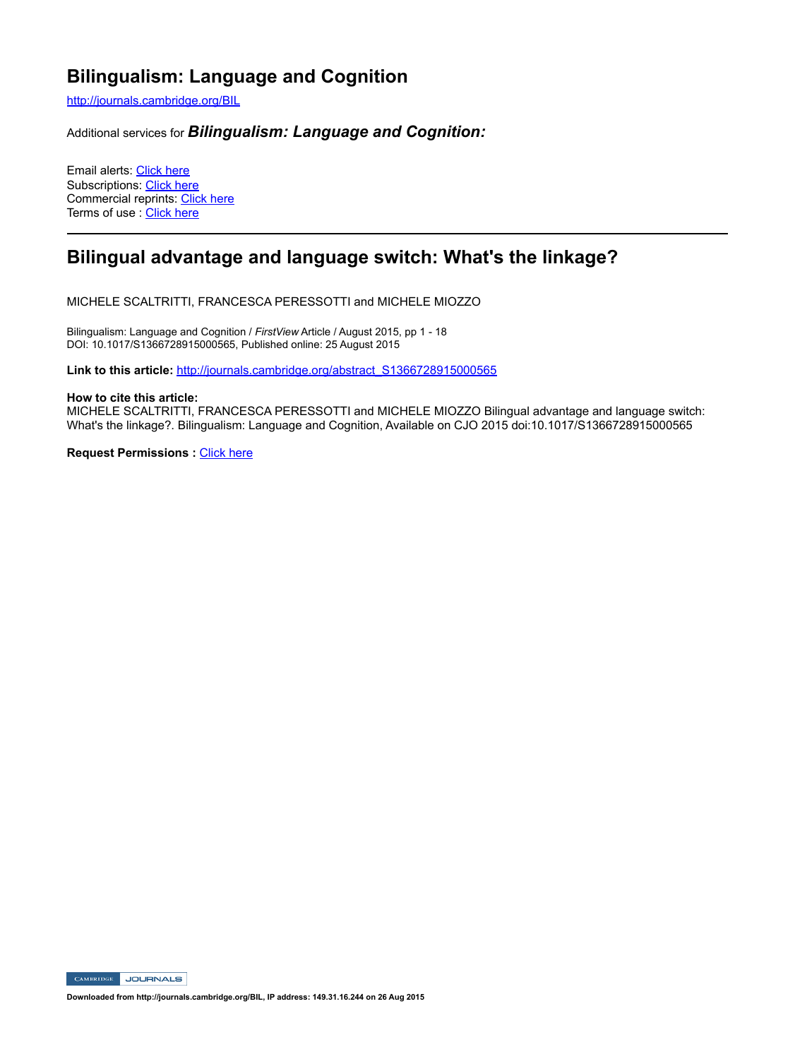# Bilingualism: Language and Cognition

http://journals.cambridge.org/BIL

Additional services for ***Bilingualism: Language and Cognition:***

Email alerts: Click here
Subscriptions: Click here
Commercial reprints: Click here
Terms of use : Click here

---

## Bilingual advantage and language switch: What's the linkage?

MICHELE SCALTRITTI, FRANCESCA PERESSOTTI and MICHELE MIOZZO

Bilingualism: Language and Cognition / *FirstView* Article / August 2015, pp 1 - 18
DOI: 10.1017/S1366728915000565, Published online: 25 August 2015

**Link to this article:** http://journals.cambridge.org/abstract_S1366728915000565

**How to cite this article:**
MICHELE SCALTRITTI, FRANCESCA PERESSOTTI and MICHELE MIOZZO Bilingual advantage and language switch: What's the linkage?. Bilingualism: Language and Cognition, Available on CJO 2015 doi:10.1017/S1366728915000565

**Request Permissions :** Click here

**Downloaded from http://journals.cambridge.org/BIL, IP address: 149.31.16.244 on 26 Aug 2015**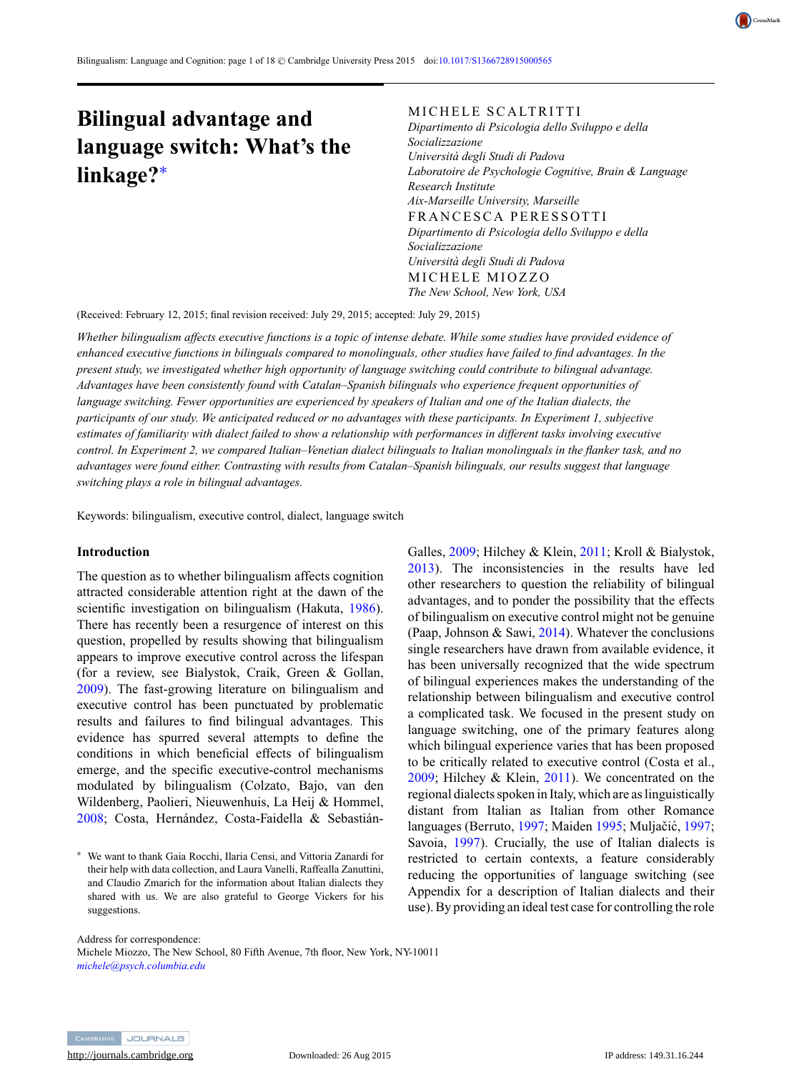# Bilingual advantage and language switch: What's the linkage?*

MICHELE SCALTRITTI
*Dipartimento di Psicologia dello Sviluppo e della Socializzazione*
*Università degli Studi di Padova*
*Laboratoire de Psychologie Cognitive, Brain & Language Research Institute*
*Aix-Marseille University, Marseille*

FRANCESCA PERESSOTTI
*Dipartimento di Psicologia dello Sviluppo e della Socializzazione*
*Università degli Studi di Padova*

MICHELE MIOZZO
*The New School, New York, USA*

(Received: February 12, 2015; final revision received: July 29, 2015; accepted: July 29, 2015)

*Whether bilingualism affects executive functions is a topic of intense debate. While some studies have provided evidence of enhanced executive functions in bilinguals compared to monolinguals, other studies have failed to find advantages. In the present study, we investigated whether high opportunity of language switching could contribute to bilingual advantage. Advantages have been consistently found with Catalan–Spanish bilinguals who experience frequent opportunities of language switching. Fewer opportunities are experienced by speakers of Italian and one of the Italian dialects, the participants of our study. We anticipated reduced or no advantages with these participants. In Experiment 1, subjective estimates of familiarity with dialect failed to show a relationship with performances in different tasks involving executive control. In Experiment 2, we compared Italian–Venetian dialect bilinguals to Italian monolinguals in the flanker task, and no advantages were found either. Contrasting with results from Catalan–Spanish bilinguals, our results suggest that language switching plays a role in bilingual advantages.*

Keywords: bilingualism, executive control, dialect, language switch

## Introduction

The question as to whether bilingualism affects cognition attracted considerable attention right at the dawn of the scientific investigation on bilingualism (Hakuta, 1986). There has recently been a resurgence of interest on this question, propelled by results showing that bilingualism appears to improve executive control across the lifespan (for a review, see Bialystok, Craik, Green & Gollan, 2009). The fast-growing literature on bilingualism and executive control has been punctuated by problematic results and failures to find bilingual advantages. This evidence has spurred several attempts to define the conditions in which beneficial effects of bilingualism emerge, and the specific executive-control mechanisms modulated by bilingualism (Colzato, Bajo, van den Wildenberg, Paolieri, Nieuwenhuis, La Heij & Hommel, 2008; Costa, Hernández, Costa-Faidella & Sebastián-Galles, 2009; Hilchey & Klein, 2011; Kroll & Bialystok, 2013). The inconsistencies in the results have led other researchers to question the reliability of bilingual advantages, and to ponder the possibility that the effects of bilingualism on executive control might not be genuine (Paap, Johnson & Sawi, 2014). Whatever the conclusions single researchers have drawn from available evidence, it has been universally recognized that the wide spectrum of bilingual experiences makes the understanding of the relationship between bilingualism and executive control a complicated task. We focused in the present study on language switching, one of the primary features along which bilingual experience varies that has been proposed to be critically related to executive control (Costa et al., 2009; Hilchey & Klein, 2011). We concentrated on the regional dialects spoken in Italy, which are as linguistically distant from Italian as Italian from other Romance languages (Berruto, 1997; Maiden 1995; Muljačić, 1997; Savoia, 1997). Crucially, the use of Italian dialects is restricted to certain contexts, a feature considerably reducing the opportunities of language switching (see Appendix for a description of Italian dialects and their use). By providing an ideal test case for controlling the role

\* We want to thank Gaia Rocchi, Ilaria Censi, and Vittoria Zanardi for their help with data collection, and Laura Vanelli, Raffealla Zanuttini, and Claudio Zmarich for the information about Italian dialects they shared with us. We are also grateful to George Vickers for his suggestions.

Address for correspondence:
Michele Miozzo, The New School, 80 Fifth Avenue, 7th floor, New York, NY-10011
*michele@psych.columbia.edu*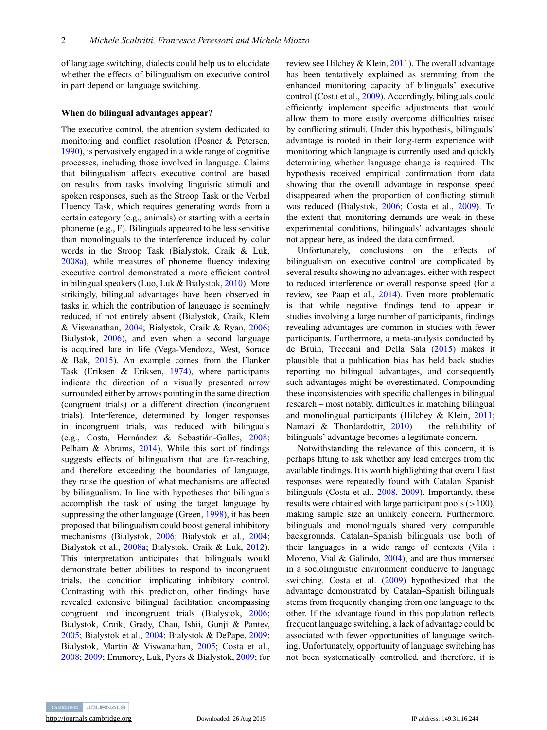of language switching, dialects could help us to elucidate whether the effects of bilingualism on executive control in part depend on language switching.

## When do bilingual advantages appear?

The executive control, the attention system dedicated to monitoring and conflict resolution (Posner & Petersen, 1990), is pervasively engaged in a wide range of cognitive processes, including those involved in language. Claims that bilingualism affects executive control are based on results from tasks involving linguistic stimuli and spoken responses, such as the Stroop Task or the Verbal Fluency Task, which requires generating words from a certain category (e.g., animals) or starting with a certain phoneme (e.g., F). Bilinguals appeared to be less sensitive than monolinguals to the interference induced by color words in the Stroop Task (Bialystok, Craik & Luk, 2008a), while measures of phoneme fluency indexing executive control demonstrated a more efficient control in bilingual speakers (Luo, Luk & Bialystok, 2010). More strikingly, bilingual advantages have been observed in tasks in which the contribution of language is seemingly reduced, if not entirely absent (Bialystok, Craik, Klein & Viswanathan, 2004; Bialystok, Craik & Ryan, 2006; Bialystok, 2006), and even when a second language is acquired late in life (Vega-Mendoza, West, Sorace & Bak, 2015). An example comes from the Flanker Task (Eriksen & Eriksen, 1974), where participants indicate the direction of a visually presented arrow surrounded either by arrows pointing in the same direction (congruent trials) or a different direction (incongruent trials). Interference, determined by longer responses in incongruent trials, was reduced with bilinguals (e.g., Costa, Hernández & Sebastián-Galles, 2008; Pelham & Abrams, 2014). While this sort of findings suggests effects of bilingualism that are far-reaching, and therefore exceeding the boundaries of language, they raise the question of what mechanisms are affected by bilingualism. In line with hypotheses that bilinguals accomplish the task of using the target language by suppressing the other language (Green, 1998), it has been proposed that bilingualism could boost general inhibitory mechanisms (Bialystok, 2006; Bialystok et al., 2004; Bialystok et al., 2008a; Bialystok, Craik & Luk, 2012). This interpretation anticipates that bilinguals would demonstrate better abilities to respond to incongruent trials, the condition implicating inhibitory control. Contrasting with this prediction, other findings have revealed extensive bilingual facilitation encompassing congruent and incongruent trials (Bialystok, 2006; Bialystok, Craik, Grady, Chau, Ishii, Gunji & Pantev, 2005; Bialystok et al., 2004; Bialystok & DePape, 2009; Bialystok, Martin & Viswanathan, 2005; Costa et al., 2008; 2009; Emmorey, Luk, Pyers & Bialystok, 2009; for review see Hilchey & Klein, 2011). The overall advantage has been tentatively explained as stemming from the enhanced monitoring capacity of bilinguals' executive control (Costa et al., 2009). Accordingly, bilinguals could efficiently implement specific adjustments that would allow them to more easily overcome difficulties raised by conflicting stimuli. Under this hypothesis, bilinguals' advantage is rooted in their long-term experience with monitoring which language is currently used and quickly determining whether language change is required. The hypothesis received empirical confirmation from data showing that the overall advantage in response speed disappeared when the proportion of conflicting stimuli was reduced (Bialystok, 2006; Costa et al., 2009). To the extent that monitoring demands are weak in these experimental conditions, bilinguals' advantages should not appear here, as indeed the data confirmed.

Unfortunately, conclusions on the effects of bilingualism on executive control are complicated by several results showing no advantages, either with respect to reduced interference or overall response speed (for a review, see Paap et al., 2014). Even more problematic is that while negative findings tend to appear in studies involving a large number of participants, findings revealing advantages are common in studies with fewer participants. Furthermore, a meta-analysis conducted by de Bruin, Treccani and Della Sala (2015) makes it plausible that a publication bias has held back studies reporting no bilingual advantages, and consequently such advantages might be overestimated. Compounding these inconsistencies with specific challenges in bilingual research – most notably, difficulties in matching bilingual and monolingual participants (Hilchey & Klein, 2011; Namazi & Thordardottir, 2010) – the reliability of bilinguals' advantage becomes a legitimate concern.

Notwithstanding the relevance of this concern, it is perhaps fitting to ask whether any lead emerges from the available findings. It is worth highlighting that overall fast responses were repeatedly found with Catalan–Spanish bilinguals (Costa et al., 2008, 2009). Importantly, these results were obtained with large participant pools (>100), making sample size an unlikely concern. Furthermore, bilinguals and monolinguals shared very comparable backgrounds. Catalan–Spanish bilinguals use both of their languages in a wide range of contexts (Vila i Moreno, Vial & Galindo, 2004), and are thus immersed in a sociolinguistic environment conducive to language switching. Costa et al. (2009) hypothesized that the advantage demonstrated by Catalan–Spanish bilinguals stems from frequently changing from one language to the other. If the advantage found in this population reflects frequent language switching, a lack of advantage could be associated with fewer opportunities of language switching. Unfortunately, opportunity of language switching has not been systematically controlled, and therefore, it is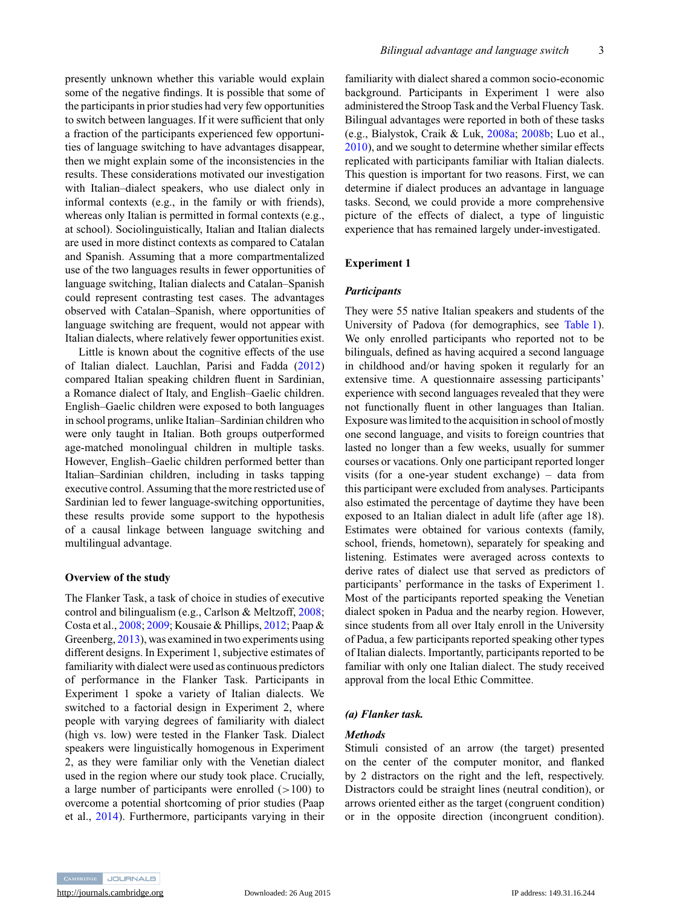presently unknown whether this variable would explain some of the negative findings. It is possible that some of the participants in prior studies had very few opportunities to switch between languages. If it were sufficient that only a fraction of the participants experienced few opportunities of language switching to have advantages disappear, then we might explain some of the inconsistencies in the results. These considerations motivated our investigation with Italian–dialect speakers, who use dialect only in informal contexts (e.g., in the family or with friends), whereas only Italian is permitted in formal contexts (e.g., at school). Sociolinguistically, Italian and Italian dialects are used in more distinct contexts as compared to Catalan and Spanish. Assuming that a more compartmentalized use of the two languages results in fewer opportunities of language switching, Italian dialects and Catalan–Spanish could represent contrasting test cases. The advantages observed with Catalan–Spanish, where opportunities of language switching are frequent, would not appear with Italian dialects, where relatively fewer opportunities exist.

Little is known about the cognitive effects of the use of Italian dialect. Lauchlan, Parisi and Fadda (2012) compared Italian speaking children fluent in Sardinian, a Romance dialect of Italy, and English–Gaelic children. English–Gaelic children were exposed to both languages in school programs, unlike Italian–Sardinian children who were only taught in Italian. Both groups outperformed age-matched monolingual children in multiple tasks. However, English–Gaelic children performed better than Italian–Sardinian children, including in tasks tapping executive control. Assuming that the more restricted use of Sardinian led to fewer language-switching opportunities, these results provide some support to the hypothesis of a causal linkage between language switching and multilingual advantage.

### Overview of the study

The Flanker Task, a task of choice in studies of executive control and bilingualism (e.g., Carlson & Meltzoff, 2008; Costa et al., 2008; 2009; Kousaie & Phillips, 2012; Paap & Greenberg, 2013), was examined in two experiments using different designs. In Experiment 1, subjective estimates of familiarity with dialect were used as continuous predictors of performance in the Flanker Task. Participants in Experiment 1 spoke a variety of Italian dialects. We switched to a factorial design in Experiment 2, where people with varying degrees of familiarity with dialect (high vs. low) were tested in the Flanker Task. Dialect speakers were linguistically homogenous in Experiment 2, as they were familiar only with the Venetian dialect used in the region where our study took place. Crucially, a large number of participants were enrolled (>100) to overcome a potential shortcoming of prior studies (Paap et al., 2014). Furthermore, participants varying in their familiarity with dialect shared a common socio-economic background. Participants in Experiment 1 were also administered the Stroop Task and the Verbal Fluency Task. Bilingual advantages were reported in both of these tasks (e.g., Bialystok, Craik & Luk, 2008a; 2008b; Luo et al., 2010), and we sought to determine whether similar effects replicated with participants familiar with Italian dialects. This question is important for two reasons. First, we can determine if dialect produces an advantage in language tasks. Second, we could provide a more comprehensive picture of the effects of dialect, a type of linguistic experience that has remained largely under-investigated.

### Experiment 1

#### *Participants*

They were 55 native Italian speakers and students of the University of Padova (for demographics, see Table 1). We only enrolled participants who reported not to be bilinguals, defined as having acquired a second language in childhood and/or having spoken it regularly for an extensive time. A questionnaire assessing participants' experience with second languages revealed that they were not functionally fluent in other languages than Italian. Exposure was limited to the acquisition in school of mostly one second language, and visits to foreign countries that lasted no longer than a few weeks, usually for summer courses or vacations. Only one participant reported longer visits (for a one-year student exchange) – data from this participant were excluded from analyses. Participants also estimated the percentage of daytime they have been exposed to an Italian dialect in adult life (after age 18). Estimates were obtained for various contexts (family, school, friends, hometown), separately for speaking and listening. Estimates were averaged across contexts to derive rates of dialect use that served as predictors of participants' performance in the tasks of Experiment 1. Most of the participants reported speaking the Venetian dialect spoken in Padua and the nearby region. However, since students from all over Italy enroll in the University of Padua, a few participants reported speaking other types of Italian dialects. Importantly, participants reported to be familiar with only one Italian dialect. The study received approval from the local Ethic Committee.

#### *(a) Flanker task.*

#### *Methods*

Stimuli consisted of an arrow (the target) presented on the center of the computer monitor, and flanked by 2 distractors on the right and the left, respectively. Distractors could be straight lines (neutral condition), or arrows oriented either as the target (congruent condition) or in the opposite direction (incongruent condition).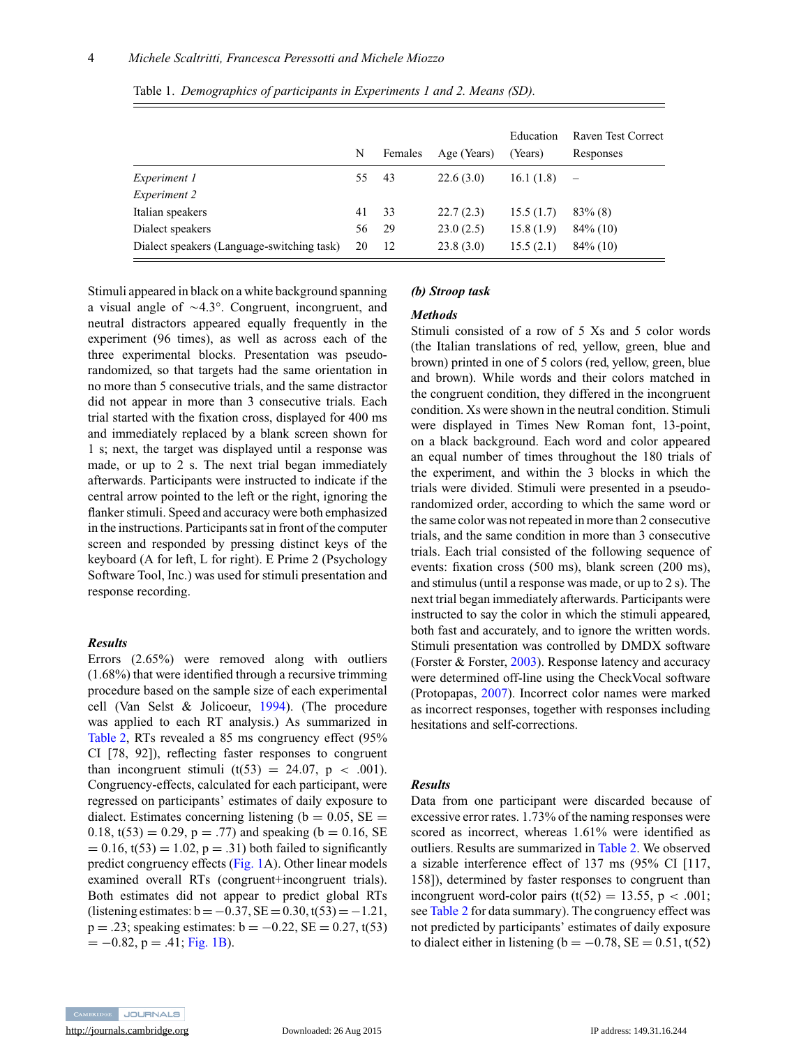Table 1. *Demographics of participants in Experiments 1 and 2. Means (SD).*

| | N | Females | Age (Years) | Education (Years) | Raven Test Correct Responses |
|---|---|---|---|---|---|
| *Experiment 1* | 55 | 43 | 22.6 (3.0) | 16.1 (1.8) | – |
| *Experiment 2* | | | | | |
| Italian speakers | 41 | 33 | 22.7 (2.3) | 15.5 (1.7) | 83% (8) |
| Dialect speakers | 56 | 29 | 23.0 (2.5) | 15.8 (1.9) | 84% (10) |
| Dialect speakers (Language-switching task) | 20 | 12 | 23.8 (3.0) | 15.5 (2.1) | 84% (10) |

Stimuli appeared in black on a white background spanning a visual angle of ~4.3°. Congruent, incongruent, and neutral distractors appeared equally frequently in the experiment (96 times), as well as across each of the three experimental blocks. Presentation was pseudo-randomized, so that targets had the same orientation in no more than 5 consecutive trials, and the same distractor did not appear in more than 3 consecutive trials. Each trial started with the fixation cross, displayed for 400 ms and immediately replaced by a blank screen shown for 1 s; next, the target was displayed until a response was made, or up to 2 s. The next trial began immediately afterwards. Participants were instructed to indicate if the central arrow pointed to the left or the right, ignoring the flanker stimuli. Speed and accuracy were both emphasized in the instructions. Participants sat in front of the computer screen and responded by pressing distinct keys of the keyboard (A for left, L for right). E Prime 2 (Psychology Software Tool, Inc.) was used for stimuli presentation and response recording.

### *Results*

Errors (2.65%) were removed along with outliers (1.68%) that were identified through a recursive trimming procedure based on the sample size of each experimental cell (Van Selst & Jolicoeur, 1994). (The procedure was applied to each RT analysis.) As summarized in Table 2, RTs revealed a 85 ms congruency effect (95% CI [78, 92]), reflecting faster responses to congruent than incongruent stimuli ($t(53) = 24.07$, $p < .001$). Congruency-effects, calculated for each participant, were regressed on participants' estimates of daily exposure to dialect. Estimates concerning listening ($b = 0.05$, $SE = 0.18$, $t(53) = 0.29$, $p = .77$) and speaking ($b = 0.16$, $SE = 0.16$, $t(53) = 1.02$, $p = .31$) both failed to significantly predict congruency effects (Fig. 1A). Other linear models examined overall RTs (congruent+incongruent trials). Both estimates did not appear to predict global RTs (listening estimates: $b = -0.37$, $SE = 0.30$, $t(53) = -1.21$, $p = .23$; speaking estimates: $b = -0.22$, $SE = 0.27$, $t(53) = -0.82$, $p = .41$; Fig. 1B).

### *(b) Stroop task*

### *Methods*

Stimuli consisted of a row of 5 Xs and 5 color words (the Italian translations of red, yellow, green, blue and brown) printed in one of 5 colors (red, yellow, green, blue and brown). While words and their colors matched in the congruent condition, they differed in the incongruent condition. Xs were shown in the neutral condition. Stimuli were displayed in Times New Roman font, 13-point, on a black background. Each word and color appeared an equal number of times throughout the 180 trials of the experiment, and within the 3 blocks in which the trials were divided. Stimuli were presented in a pseudo-randomized order, according to which the same word or the same color was not repeated in more than 2 consecutive trials, and the same condition in more than 3 consecutive trials. Each trial consisted of the following sequence of events: fixation cross (500 ms), blank screen (200 ms), and stimulus (until a response was made, or up to 2 s). The next trial began immediately afterwards. Participants were instructed to say the color in which the stimuli appeared, both fast and accurately, and to ignore the written words. Stimuli presentation was controlled by DMDX software (Forster & Forster, 2003). Response latency and accuracy were determined off-line using the CheckVocal software (Protopapas, 2007). Incorrect color names were marked as incorrect responses, together with responses including hesitations and self-corrections.

### *Results*

Data from one participant were discarded because of excessive error rates. 1.73% of the naming responses were scored as incorrect, whereas 1.61% were identified as outliers. Results are summarized in Table 2. We observed a sizable interference effect of 137 ms (95% CI [117, 158]), determined by faster responses to congruent than incongruent word-color pairs ($t(52) = 13.55$, $p < .001$; see Table 2 for data summary). The congruency effect was not predicted by participants' estimates of daily exposure to dialect either in listening ($b = -0.78$, $SE = 0.51$, $t(52)$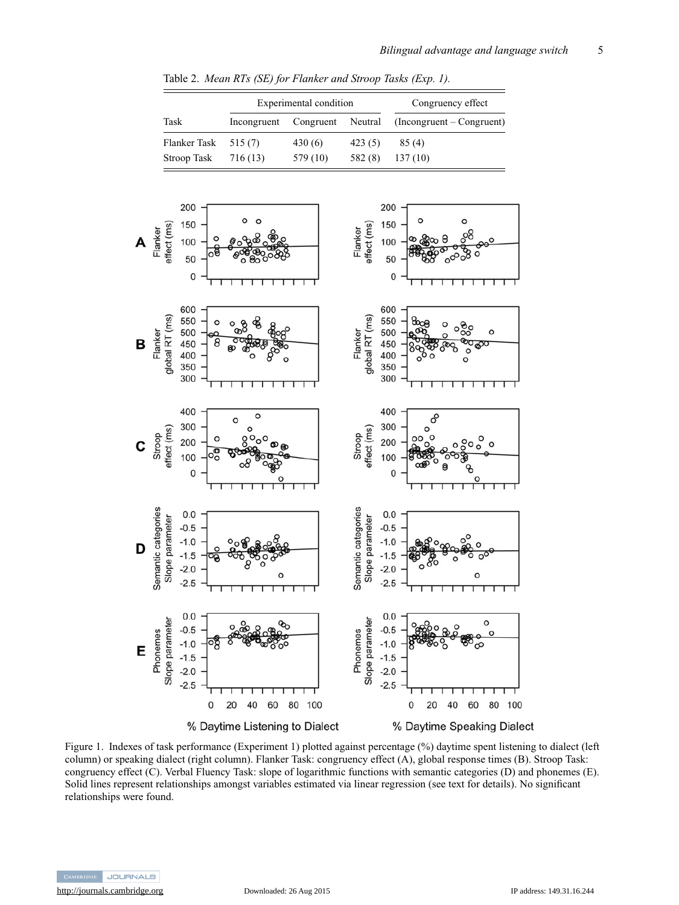Table 2. *Mean RTs (SE) for Flanker and Stroop Tasks (Exp. 1).*

| Task | Experimental condition | | | Congruency effect |
|---|---|---|---|---|
| | Incongruent | Congruent | Neutral | (Incongruent – Congruent) |
| Flanker Task | 515 (7) | 430 (6) | 423 (5) | 85 (4) |
| Stroop Task | 716 (13) | 579 (10) | 582 (8) | 137 (10) |

Figure 1. Indexes of task performance (Experiment 1) plotted against percentage (%) daytime spent listening to dialect (left column) or speaking dialect (right column). Flanker Task: congruency effect (A), global response times (B). Stroop Task: congruency effect (C). Verbal Fluency Task: slope of logarithmic functions with semantic categories (D) and phonemes (E). Solid lines represent relationships amongst variables estimated via linear regression (see text for details). No significant relationships were found.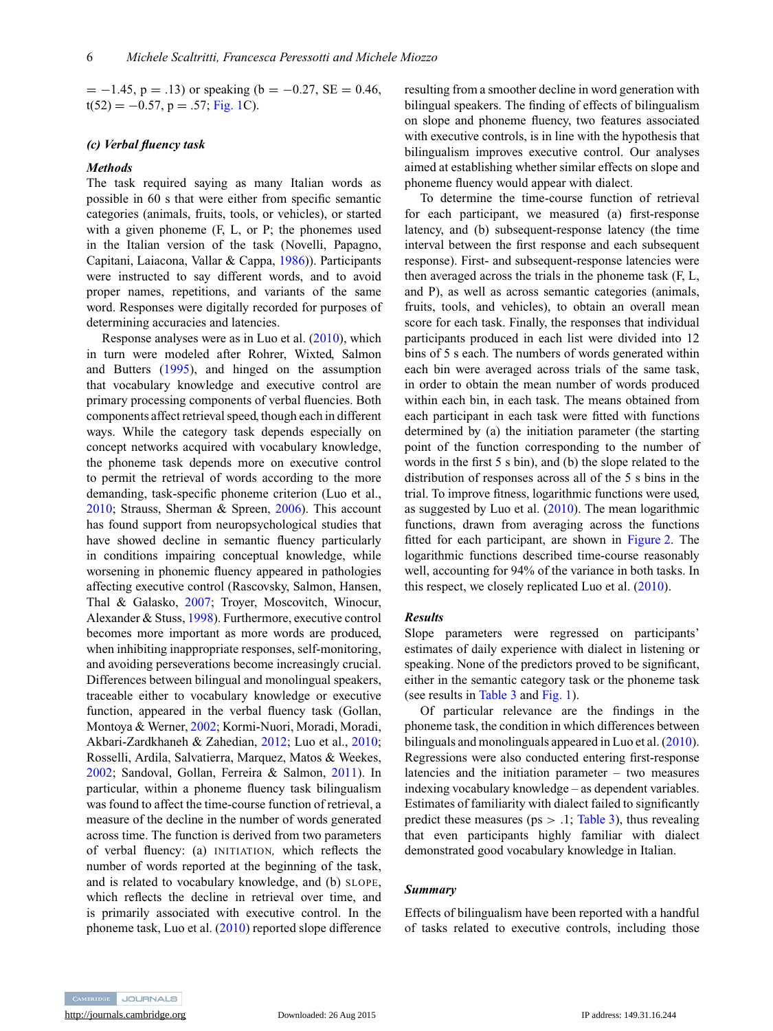= −1.45, p = .13) or speaking (b = −0.27, SE = 0.46, t(52) = −0.57, p = .57; Fig. 1C).

### *(c) Verbal fluency task*

#### *Methods*

The task required saying as many Italian words as possible in 60 s that were either from specific semantic categories (animals, fruits, tools, or vehicles), or started with a given phoneme (F, L, or P; the phonemes used in the Italian version of the task (Novelli, Papagno, Capitani, Laiacona, Vallar & Cappa, 1986)). Participants were instructed to say different words, and to avoid proper names, repetitions, and variants of the same word. Responses were digitally recorded for purposes of determining accuracies and latencies.

Response analyses were as in Luo et al. (2010), which in turn were modeled after Rohrer, Wixted, Salmon and Butters (1995), and hinged on the assumption that vocabulary knowledge and executive control are primary processing components of verbal fluencies. Both components affect retrieval speed, though each in different ways. While the category task depends especially on concept networks acquired with vocabulary knowledge, the phoneme task depends more on executive control to permit the retrieval of words according to the more demanding, task-specific phoneme criterion (Luo et al., 2010; Strauss, Sherman & Spreen, 2006). This account has found support from neuropsychological studies that have showed decline in semantic fluency particularly in conditions impairing conceptual knowledge, while worsening in phonemic fluency appeared in pathologies affecting executive control (Rascovsky, Salmon, Hansen, Thal & Galasko, 2007; Troyer, Moscovitch, Winocur, Alexander & Stuss, 1998). Furthermore, executive control becomes more important as more words are produced, when inhibiting inappropriate responses, self-monitoring, and avoiding perseverations become increasingly crucial. Differences between bilingual and monolingual speakers, traceable either to vocabulary knowledge or executive function, appeared in the verbal fluency task (Gollan, Montoya & Werner, 2002; Kormi-Nuori, Moradi, Moradi, Akbari-Zardkhaneh & Zahedian, 2012; Luo et al., 2010; Rosselli, Ardila, Salvatierra, Marquez, Matos & Weekes, 2002; Sandoval, Gollan, Ferreira & Salmon, 2011). In particular, within a phoneme fluency task bilingualism was found to affect the time-course function of retrieval, a measure of the decline in the number of words generated across time. The function is derived from two parameters of verbal fluency: (a) INITIATION, which reflects the number of words reported at the beginning of the task, and is related to vocabulary knowledge, and (b) SLOPE, which reflects the decline in retrieval over time, and is primarily associated with executive control. In the phoneme task, Luo et al. (2010) reported slope difference resulting from a smoother decline in word generation with bilingual speakers. The finding of effects of bilingualism on slope and phoneme fluency, two features associated with executive controls, is in line with the hypothesis that bilingualism improves executive control. Our analyses aimed at establishing whether similar effects on slope and phoneme fluency would appear with dialect.

To determine the time-course function of retrieval for each participant, we measured (a) first-response latency, and (b) subsequent-response latency (the time interval between the first response and each subsequent response). First- and subsequent-response latencies were then averaged across the trials in the phoneme task (F, L, and P), as well as across semantic categories (animals, fruits, tools, and vehicles), to obtain an overall mean score for each task. Finally, the responses that individual participants produced in each list were divided into 12 bins of 5 s each. The numbers of words generated within each bin were averaged across trials of the same task, in order to obtain the mean number of words produced within each bin, in each task. The means obtained from each participant in each task were fitted with functions determined by (a) the initiation parameter (the starting point of the function corresponding to the number of words in the first 5 s bin), and (b) the slope related to the distribution of responses across all of the 5 s bins in the trial. To improve fitness, logarithmic functions were used, as suggested by Luo et al. (2010). The mean logarithmic functions, drawn from averaging across the functions fitted for each participant, are shown in Figure 2. The logarithmic functions described time-course reasonably well, accounting for 94% of the variance in both tasks. In this respect, we closely replicated Luo et al. (2010).

#### *Results*

Slope parameters were regressed on participants' estimates of daily experience with dialect in listening or speaking. None of the predictors proved to be significant, either in the semantic category task or the phoneme task (see results in Table 3 and Fig. 1).

Of particular relevance are the findings in the phoneme task, the condition in which differences between bilinguals and monolinguals appeared in Luo et al. (2010). Regressions were also conducted entering first-response latencies and the initiation parameter – two measures indexing vocabulary knowledge – as dependent variables. Estimates of familiarity with dialect failed to significantly predict these measures (ps > .1; Table 3), thus revealing that even participants highly familiar with dialect demonstrated good vocabulary knowledge in Italian.

#### *Summary*

Effects of bilingualism have been reported with a handful of tasks related to executive controls, including those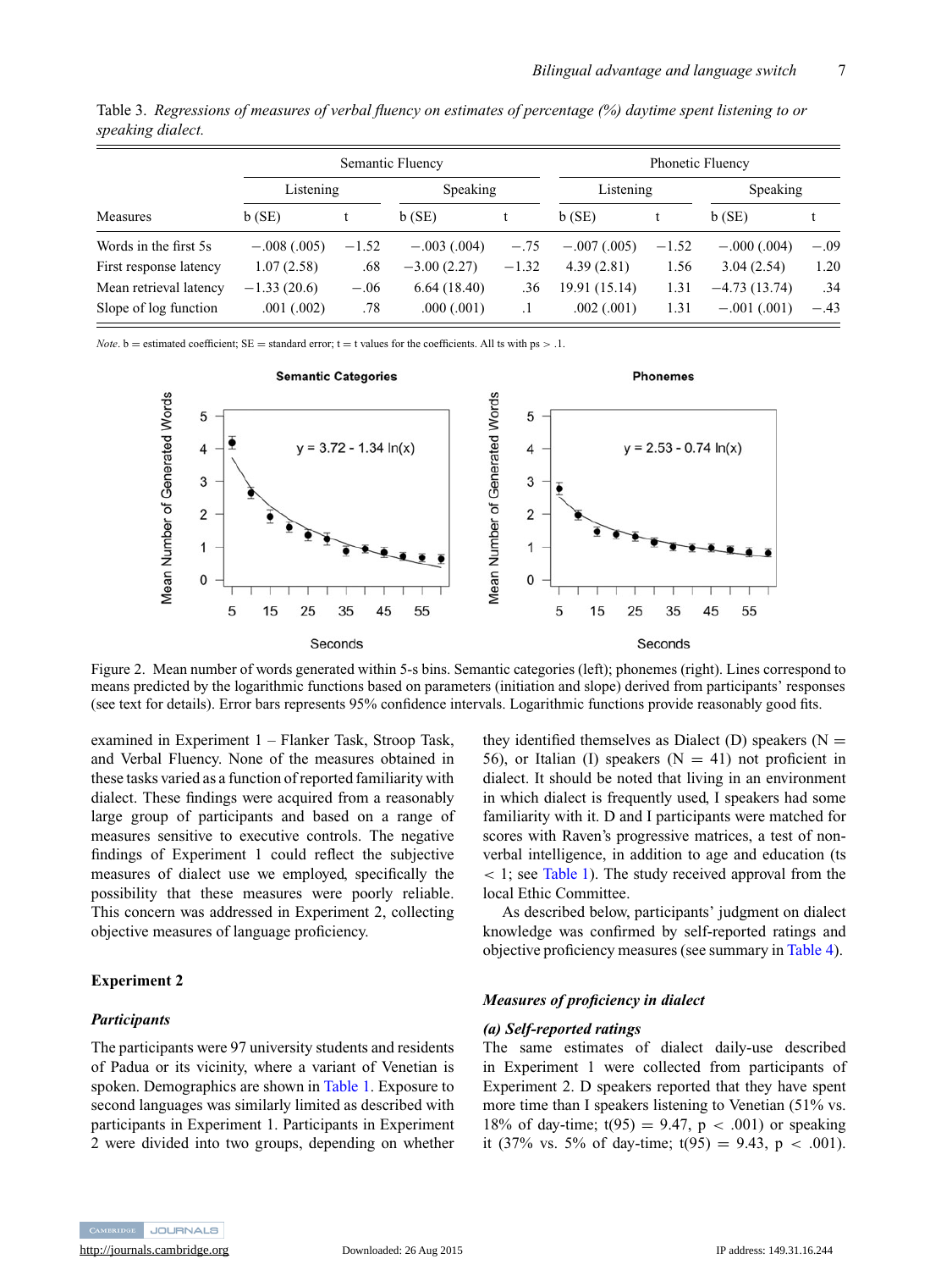Table 3. *Regressions of measures of verbal fluency on estimates of percentage (%) daytime spent listening to or speaking dialect.*

| | Semantic Fluency | | | | Phonetic Fluency | | | |
|---|---|---|---|---|---|---|---|---|
| | Listening | | Speaking | | Listening | | Speaking | |
| Measures | b (SE) | t | b (SE) | t | b (SE) | t | b (SE) | t |
| Words in the first 5s | −.008 (.005) | −1.52 | −.003 (.004) | −.75 | −.007 (.005) | −1.52 | −.000 (.004) | −.09 |
| First response latency | 1.07 (2.58) | .68 | −3.00 (2.27) | −1.32 | 4.39 (2.81) | 1.56 | 3.04 (2.54) | 1.20 |
| Mean retrieval latency | −1.33 (20.6) | −.06 | 6.64 (18.40) | .36 | 19.91 (15.14) | 1.31 | −4.73 (13.74) | .34 |
| Slope of log function | .001 (.002) | .78 | .000 (.001) | .1 | .002 (.001) | 1.31 | −.001 (.001) | −.43 |

*Note*. b = estimated coefficient; SE = standard error; t = t values for the coefficients. All ts with ps > .1.

Figure 2. Mean number of words generated within 5-s bins. Semantic categories (left); phonemes (right). Lines correspond to means predicted by the logarithmic functions based on parameters (initiation and slope) derived from participants' responses (see text for details). Error bars represents 95% confidence intervals. Logarithmic functions provide reasonably good fits.

examined in Experiment 1 – Flanker Task, Stroop Task, and Verbal Fluency. None of the measures obtained in these tasks varied as a function of reported familiarity with dialect. These findings were acquired from a reasonably large group of participants and based on a range of measures sensitive to executive controls. The negative findings of Experiment 1 could reflect the subjective measures of dialect use we employed, specifically the possibility that these measures were poorly reliable. This concern was addressed in Experiment 2, collecting objective measures of language proficiency.

## Experiment 2

### *Participants*

The participants were 97 university students and residents of Padua or its vicinity, where a variant of Venetian is spoken. Demographics are shown in Table 1. Exposure to second languages was similarly limited as described with participants in Experiment 1. Participants in Experiment 2 were divided into two groups, depending on whether they identified themselves as Dialect (D) speakers (N = 56), or Italian (I) speakers (N = 41) not proficient in dialect. It should be noted that living in an environment in which dialect is frequently used, I speakers had some familiarity with it. D and I participants were matched for scores with Raven's progressive matrices, a test of non-verbal intelligence, in addition to age and education (ts < 1; see Table 1). The study received approval from the local Ethic Committee.

As described below, participants' judgment on dialect knowledge was confirmed by self-reported ratings and objective proficiency measures (see summary in Table 4).

### *Measures of proficiency in dialect*

#### *(a) Self-reported ratings*

The same estimates of dialect daily-use described in Experiment 1 were collected from participants of Experiment 2. D speakers reported that they have spent more time than I speakers listening to Venetian (51% vs. 18% of day-time; $t(95) = 9.47$, $p < .001$) or speaking it (37% vs. 5% of day-time; $t(95) = 9.43$, $p < .001$).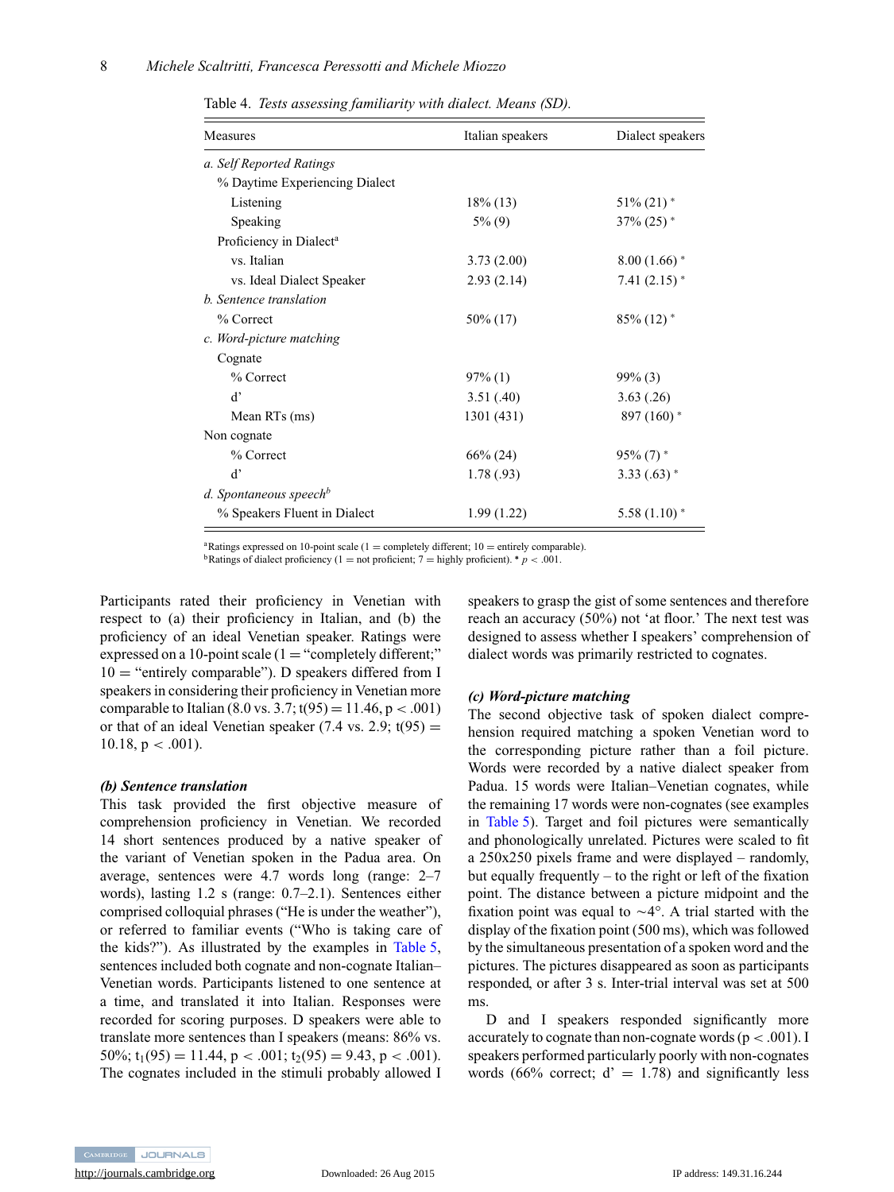Table 4. *Tests assessing familiarity with dialect. Means (SD).*

| Measures | Italian speakers | Dialect speakers |
|---|---|---|
| *a. Self Reported Ratings* | | |
| % Daytime Experiencing Dialect | | |
| Listening | 18% (13) | 51% (21) * |
| Speaking | 5% (9) | 37% (25) * |
| Proficiency in Dialect[a] | | |
| vs. Italian | 3.73 (2.00) | 8.00 (1.66) * |
| vs. Ideal Dialect Speaker | 2.93 (2.14) | 7.41 (2.15) * |
| *b. Sentence translation* | | |
| % Correct | 50% (17) | 85% (12) * |
| *c. Word-picture matching* | | |
| Cognate | | |
| % Correct | 97% (1) | 99% (3) |
| d' | 3.51 (.40) | 3.63 (.26) |
| Mean RTs (ms) | 1301 (431) | 897 (160) * |
| Non cognate | | |
| % Correct | 66% (24) | 95% (7) * |
| d' | 1.78 (.93) | 3.33 (.63) * |
| *d. Spontaneous speech[b]* | | |
| % Speakers Fluent in Dialect | 1.99 (1.22) | 5.58 (1.10) * |

[a]Ratings expressed on 10-point scale (1 = completely different; 10 = entirely comparable).
[b]Ratings of dialect proficiency (1 = not proficient; 7 = highly proficient). * $p < .001$.

Participants rated their proficiency in Venetian with respect to (a) their proficiency in Italian, and (b) the proficiency of an ideal Venetian speaker. Ratings were expressed on a 10-point scale (1 = "completely different;" 10 = "entirely comparable"). D speakers differed from I speakers in considering their proficiency in Venetian more comparable to Italian (8.0 vs. 3.7; $t(95) = 11.46$, $p < .001$) or that of an ideal Venetian speaker (7.4 vs. 2.9; $t(95) = 10.18$, $p < .001$).

***(b) Sentence translation***

This task provided the first objective measure of comprehension proficiency in Venetian. We recorded 14 short sentences produced by a native speaker of the variant of Venetian spoken in the Padua area. On average, sentences were 4.7 words long (range: 2–7 words), lasting 1.2 s (range: 0.7–2.1). Sentences either comprised colloquial phrases ("He is under the weather"), or referred to familiar events ("Who is taking care of the kids?"). As illustrated by the examples in Table 5, sentences included both cognate and non-cognate Italian–Venetian words. Participants listened to one sentence at a time, and translated it into Italian. Responses were recorded for scoring purposes. D speakers were able to translate more sentences than I speakers (means: 86% vs. 50%; $t_1(95) = 11.44$, $p < .001$; $t_2(95) = 9.43$, $p < .001$). The cognates included in the stimuli probably allowed I speakers to grasp the gist of some sentences and therefore reach an accuracy (50%) not 'at floor.' The next test was designed to assess whether I speakers' comprehension of dialect words was primarily restricted to cognates.

***(c) Word-picture matching***

The second objective task of spoken dialect comprehension required matching a spoken Venetian word to the corresponding picture rather than a foil picture. Words were recorded by a native dialect speaker from Padua. 15 words were Italian–Venetian cognates, while the remaining 17 words were non-cognates (see examples in Table 5). Target and foil pictures were semantically and phonologically unrelated. Pictures were scaled to fit a 250x250 pixels frame and were displayed – randomly, but equally frequently – to the right or left of the fixation point. The distance between a picture midpoint and the fixation point was equal to ~4°. A trial started with the display of the fixation point (500 ms), which was followed by the simultaneous presentation of a spoken word and the pictures. The pictures disappeared as soon as participants responded, or after 3 s. Inter-trial interval was set at 500 ms.

D and I speakers responded significantly more accurately to cognate than non-cognate words ($p < .001$). I speakers performed particularly poorly with non-cognates words (66% correct; d' = 1.78) and significantly less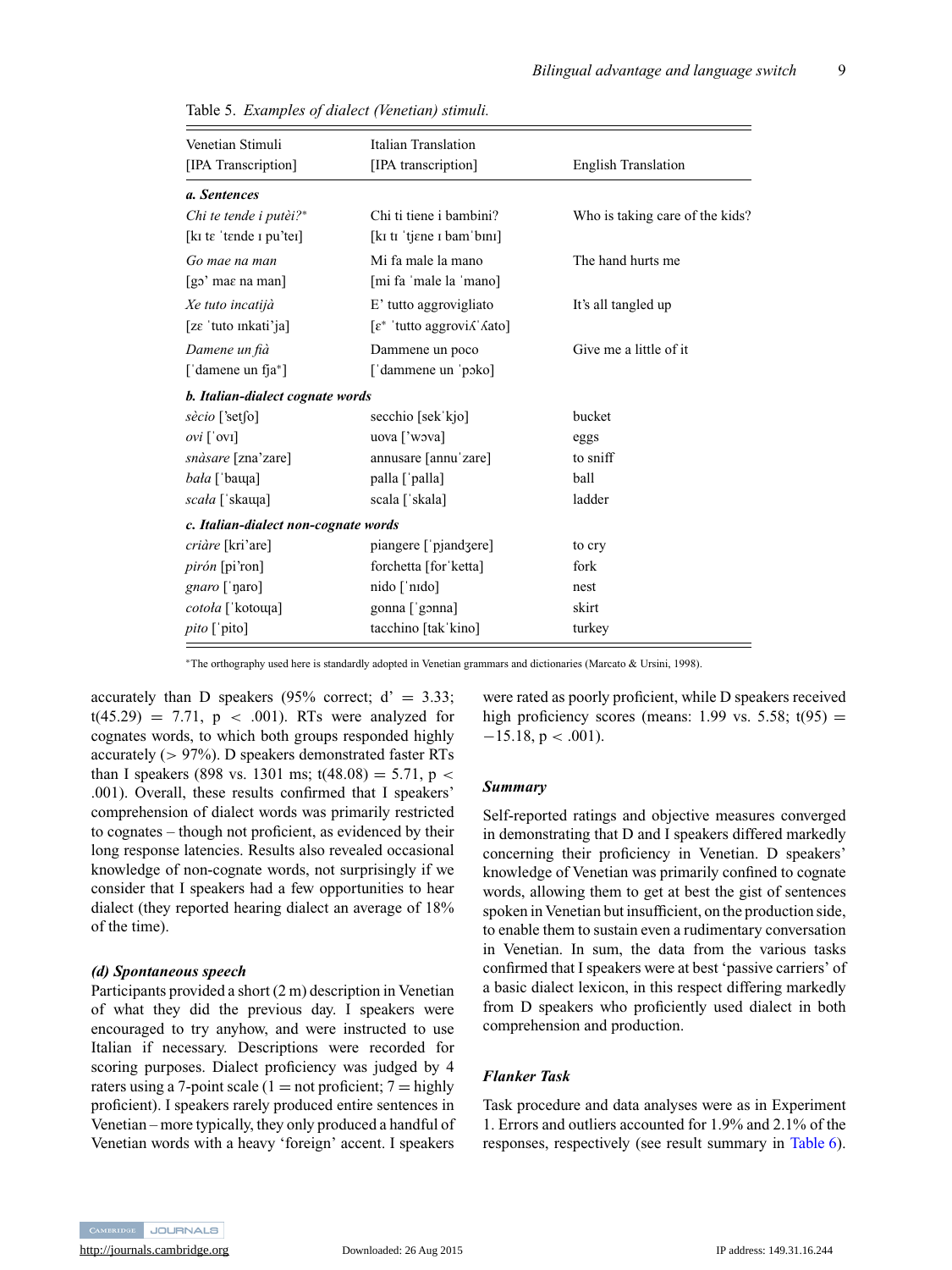Table 5. *Examples of dialect (Venetian) stimuli.*

| Venetian Stimuli [IPA Transcription] | Italian Translation [IPA transcription] | English Translation |
|---|---|---|
| ***a. Sentences*** | | |
| *Chi te tende i putèi?** | Chi ti tiene i bambini? | Who is taking care of the kids? |
| [kɪ tɛ ˈtɛnde ɪ puˈteɪ] | [kɪ tɪ ˈtjɛne ɪ bamˈbɪnɪ] | |
| *Go mae na man* | Mi fa male la mano | The hand hurts me |
| [gɔ' maɛ na man] | [mi fa ˈmale la ˈmano] | |
| *Xe tuto incatijà* | E' tutto aggrovigliato | It's all tangled up |
| [zɛ ˈtuto ɪnkatiˈja] | [ɛ* ˈtutto aggroviʎˈʎato] | |
| *Damene un fià* | Dammene un poco | Give me a little of it |
| [ˈdamene un fja*] | [ˈdammene un ˈpɔko] | |
| ***b. Italian-dialect cognate words*** | | |
| *sècio* ['setʃo] | secchio [sekˈkjo] | bucket |
| *ovi* [ˈovɪ] | uova ['wɔva] | eggs |
| *snàsare* [zna'zare] | annusare [annuˈzare] | to sniff |
| *bała* [ˈbaɰa] | palla [ˈpalla] | ball |
| *scała* [ˈskaɰa] | scala [ˈskala] | ladder |
| ***c. Italian-dialect non-cognate words*** | | |
| *criàre* [kri'are] | piangere [ˈpjandʒere] | to cry |
| *pirón* [pi'ron] | forchetta [forˈketta] | fork |
| *gnaro* [ˈɲaro] | nido [ˈnɪdo] | nest |
| *cotoła* [ˈkotoɰa] | gonna [ˈgɔnna] | skirt |
| *pito* [ˈpito] | tacchino [takˈkino] | turkey |

*The orthography used here is standardly adopted in Venetian grammars and dictionaries (Marcato & Ursini, 1998).

accurately than D speakers (95% correct; d' = 3.33; t(45.29) = 7.71, p < .001). RTs were analyzed for cognates words, to which both groups responded highly accurately (> 97%). D speakers demonstrated faster RTs than I speakers (898 vs. 1301 ms; t(48.08) = 5.71, p < .001). Overall, these results confirmed that I speakers' comprehension of dialect words was primarily restricted to cognates – though not proficient, as evidenced by their long response latencies. Results also revealed occasional knowledge of non-cognate words, not surprisingly if we consider that I speakers had a few opportunities to hear dialect (they reported hearing dialect an average of 18% of the time).

### *(d) Spontaneous speech*

Participants provided a short (2 m) description in Venetian of what they did the previous day. I speakers were encouraged to try anyhow, and were instructed to use Italian if necessary. Descriptions were recorded for scoring purposes. Dialect proficiency was judged by 4 raters using a 7-point scale (1 = not proficient; 7 = highly proficient). I speakers rarely produced entire sentences in Venetian – more typically, they only produced a handful of Venetian words with a heavy 'foreign' accent. I speakers were rated as poorly proficient, while D speakers received high proficiency scores (means: 1.99 vs. 5.58; t(95) = −15.18, p < .001).

### *Summary*

Self-reported ratings and objective measures converged in demonstrating that D and I speakers differed markedly concerning their proficiency in Venetian. D speakers' knowledge of Venetian was primarily confined to cognate words, allowing them to get at best the gist of sentences spoken in Venetian but insufficient, on the production side, to enable them to sustain even a rudimentary conversation in Venetian. In sum, the data from the various tasks confirmed that I speakers were at best 'passive carriers' of a basic dialect lexicon, in this respect differing markedly from D speakers who proficiently used dialect in both comprehension and production.

### *Flanker Task*

Task procedure and data analyses were as in Experiment 1. Errors and outliers accounted for 1.9% and 2.1% of the responses, respectively (see result summary in Table 6).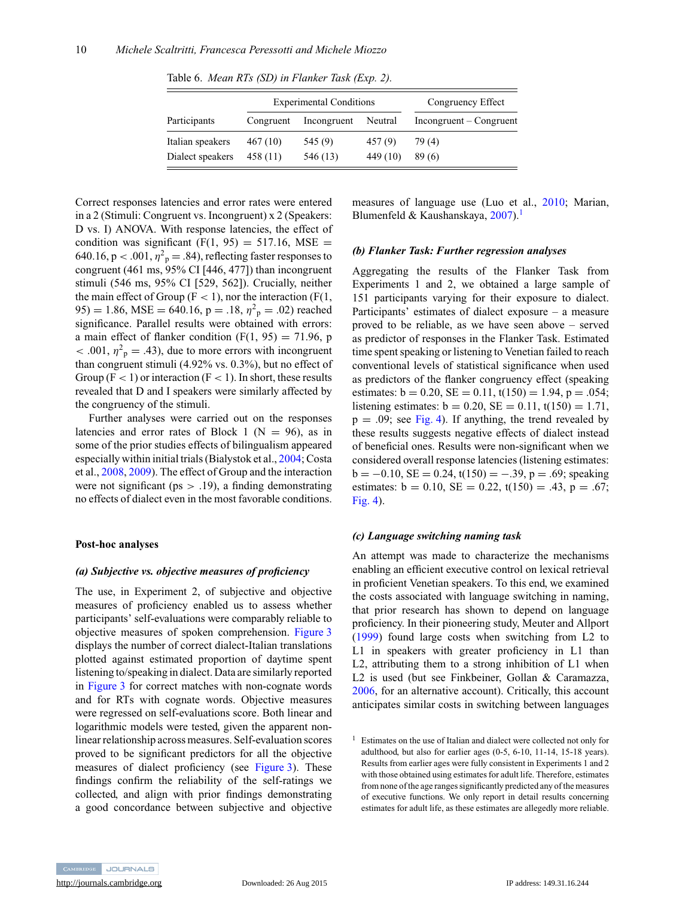Table 6. *Mean RTs (SD) in Flanker Task (Exp. 2).*

| Participants | Experimental Conditions | | | Congruency Effect |
|---|---|---|---|---|
| | Congruent | Incongruent | Neutral | Incongruent – Congruent |
| Italian speakers | 467 (10) | 545 (9) | 457 (9) | 79 (4) |
| Dialect speakers | 458 (11) | 546 (13) | 449 (10) | 89 (6) |

Correct responses latencies and error rates were entered in a 2 (Stimuli: Congruent vs. Incongruent) x 2 (Speakers: D vs. I) ANOVA. With response latencies, the effect of condition was significant ($F(1, 95) = 517.16$, $MSE = 640.16$, $p < .001$, $\eta^2_p = .84$), reflecting faster responses to congruent (461 ms, 95% CI [446, 477]) than incongruent stimuli (546 ms, 95% CI [529, 562]). Crucially, neither the main effect of Group ($F < 1$), nor the interaction ($F(1, 95) = 1.86$, $MSE = 640.16$, $p = .18$, $\eta^2_p = .02$) reached significance. Parallel results were obtained with errors: a main effect of flanker condition ($F(1, 95) = 71.96$, $p < .001$, $\eta^2_p = .43$), due to more errors with incongruent than congruent stimuli (4.92% vs. 0.3%), but no effect of Group ($F < 1$) or interaction ($F < 1$). In short, these results revealed that D and I speakers were similarly affected by the congruency of the stimuli.

Further analyses were carried out on the responses latencies and error rates of Block 1 ($N = 96$), as in some of the prior studies effects of bilingualism appeared especially within initial trials (Bialystok et al., 2004; Costa et al., 2008, 2009). The effect of Group and the interaction were not significant ($ps > .19$), a finding demonstrating no effects of dialect even in the most favorable conditions.

## Post-hoc analyses

### *(a) Subjective vs. objective measures of proficiency*

The use, in Experiment 2, of subjective and objective measures of proficiency enabled us to assess whether participants' self-evaluations were comparably reliable to objective measures of spoken comprehension. Figure 3 displays the number of correct dialect-Italian translations plotted against estimated proportion of daytime spent listening to/speaking in dialect. Data are similarly reported in Figure 3 for correct matches with non-cognate words and for RTs with cognate words. Objective measures were regressed on self-evaluations score. Both linear and logarithmic models were tested, given the apparent non-linear relationship across measures. Self-evaluation scores proved to be significant predictors for all the objective measures of dialect proficiency (see Figure 3). These findings confirm the reliability of the self-ratings we collected, and align with prior findings demonstrating a good concordance between subjective and objective measures of language use (Luo et al., 2010; Marian, Blumenfeld & Kaushanskaya, 2007).[1]

### *(b) Flanker Task: Further regression analyses*

Aggregating the results of the Flanker Task from Experiments 1 and 2, we obtained a large sample of 151 participants varying for their exposure to dialect. Participants' estimates of dialect exposure – a measure proved to be reliable, as we have seen above – served as predictor of responses in the Flanker Task. Estimated time spent speaking or listening to Venetian failed to reach conventional levels of statistical significance when used as predictors of the flanker congruency effect (speaking estimates: $b = 0.20$, $SE = 0.11$, $t(150) = 1.94$, $p = .054$; listening estimates: $b = 0.20$, $SE = 0.11$, $t(150) = 1.71$, $p = .09$; see Fig. 4). If anything, the trend revealed by these results suggests negative effects of dialect instead of beneficial ones. Results were non-significant when we considered overall response latencies (listening estimates: $b = -0.10$, $SE = 0.24$, $t(150) = -.39$, $p = .69$; speaking estimates: $b = 0.10$, $SE = 0.22$, $t(150) = .43$, $p = .67$; Fig. 4).

### *(c) Language switching naming task*

An attempt was made to characterize the mechanisms enabling an efficient executive control on lexical retrieval in proficient Venetian speakers. To this end, we examined the costs associated with language switching in naming, that prior research has shown to depend on language proficiency. In their pioneering study, Meuter and Allport (1999) found large costs when switching from L2 to L1 in speakers with greater proficiency in L1 than L2, attributing them to a strong inhibition of L1 when L2 is used (but see Finkbeiner, Gollan & Caramazza, 2006, for an alternative account). Critically, this account anticipates similar costs in switching between languages

[1] Estimates on the use of Italian and dialect were collected not only for adulthood, but also for earlier ages (0-5, 6-10, 11-14, 15-18 years). Results from earlier ages were fully consistent in Experiments 1 and 2 with those obtained using estimates for adult life. Therefore, estimates from none of the age ranges significantly predicted any of the measures of executive functions. We only report in detail results concerning estimates for adult life, as these estimates are allegedly more reliable.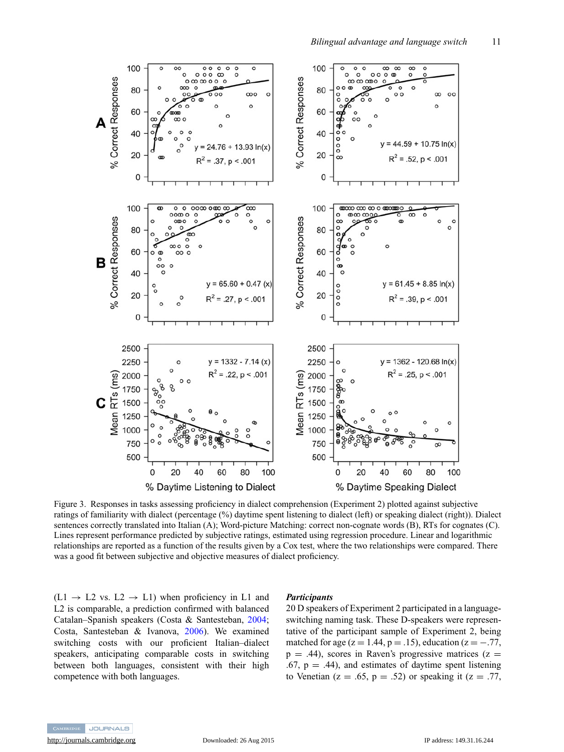Figure 3. Responses in tasks assessing proficiency in dialect comprehension (Experiment 2) plotted against subjective ratings of familiarity with dialect (percentage (%) daytime spent listening to dialect (left) or speaking dialect (right)). Dialect sentences correctly translated into Italian (A); Word-picture Matching: correct non-cognate words (B), RTs for cognates (C). Lines represent performance predicted by subjective ratings, estimated using regression procedure. Linear and logarithmic relationships are reported as a function of the results given by a Cox test, where the two relationships were compared. There was a good fit between subjective and objective measures of dialect proficiency.

(L1 → L2 vs. L2 → L1) when proficiency in L1 and L2 is comparable, a prediction confirmed with balanced Catalan–Spanish speakers (Costa & Santesteban, 2004; Costa, Santesteban & Ivanova, 2006). We examined switching costs with our proficient Italian–dialect speakers, anticipating comparable costs in switching between both languages, consistent with their high competence with both languages.

***Participants***

20 D speakers of Experiment 2 participated in a language-switching naming task. These D-speakers were representative of the participant sample of Experiment 2, being matched for age ($z = 1.44$, $p = .15$), education ($z = -.77$, $p = .44$), scores in Raven's progressive matrices ($z = .67$, $p = .44$), and estimates of daytime spent listening to Venetian ($z = .65$, $p = .52$) or speaking it ($z = .77$,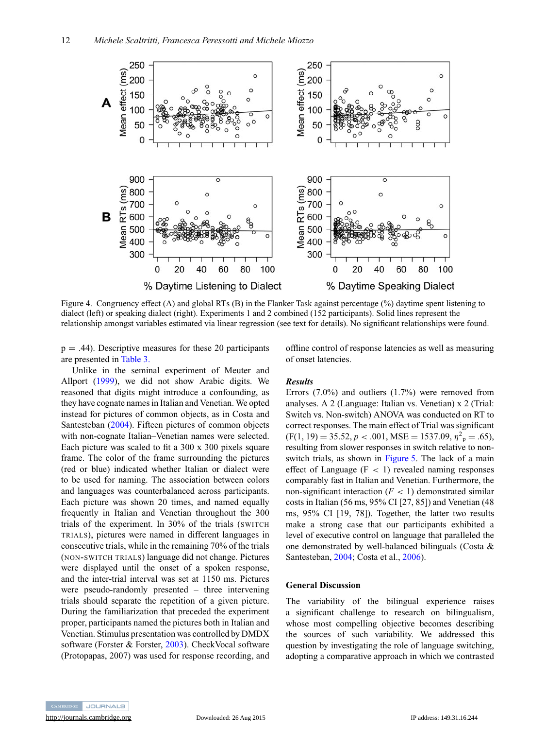Figure 4. Congruency effect (A) and global RTs (B) in the Flanker Task against percentage (%) daytime spent listening to dialect (left) or speaking dialect (right). Experiments 1 and 2 combined (152 participants). Solid lines represent the relationship amongst variables estimated via linear regression (see text for details). No significant relationships were found.

p = .44). Descriptive measures for these 20 participants are presented in Table 3.

Unlike in the seminal experiment of Meuter and Allport (1999), we did not show Arabic digits. We reasoned that digits might introduce a confounding, as they have cognate names in Italian and Venetian. We opted instead for pictures of common objects, as in Costa and Santesteban (2004). Fifteen pictures of common objects with non-cognate Italian–Venetian names were selected. Each picture was scaled to fit a 300 x 300 pixels square frame. The color of the frame surrounding the pictures (red or blue) indicated whether Italian or dialect were to be used for naming. The association between colors and languages was counterbalanced across participants. Each picture was shown 20 times, and named equally frequently in Italian and Venetian throughout the 300 trials of the experiment. In 30% of the trials (SWITCH TRIALS), pictures were named in different languages in consecutive trials, while in the remaining 70% of the trials (NON-SWITCH TRIALS) language did not change. Pictures were displayed until the onset of a spoken response, and the inter-trial interval was set at 1150 ms. Pictures were pseudo-randomly presented – three intervening trials should separate the repetition of a given picture. During the familiarization that preceded the experiment proper, participants named the pictures both in Italian and Venetian. Stimulus presentation was controlled by DMDX software (Forster & Forster, 2003). CheckVocal software (Protopapas, 2007) was used for response recording, and offline control of response latencies as well as measuring of onset latencies.

### *Results*

Errors (7.0%) and outliers (1.7%) were removed from analyses. A 2 (Language: Italian vs. Venetian) x 2 (Trial: Switch vs. Non-switch) ANOVA was conducted on RT to correct responses. The main effect of Trial was significant ($F(1, 19) = 35.52$, $p < .001$, $MSE = 1537.09$, $\eta^2_p = .65$), resulting from slower responses in switch relative to non-switch trials, as shown in Figure 5. The lack of a main effect of Language ($F < 1$) revealed naming responses comparably fast in Italian and Venetian. Furthermore, the non-significant interaction ($F < 1$) demonstrated similar costs in Italian (56 ms, 95% CI [27, 85]) and Venetian (48 ms, 95% CI [19, 78]). Together, the latter two results make a strong case that our participants exhibited a level of executive control on language that paralleled the one demonstrated by well-balanced bilinguals (Costa & Santesteban, 2004; Costa et al., 2006).

## General Discussion

The variability of the bilingual experience raises a significant challenge to research on bilingualism, whose most compelling objective becomes describing the sources of such variability. We addressed this question by investigating the role of language switching, adopting a comparative approach in which we contrasted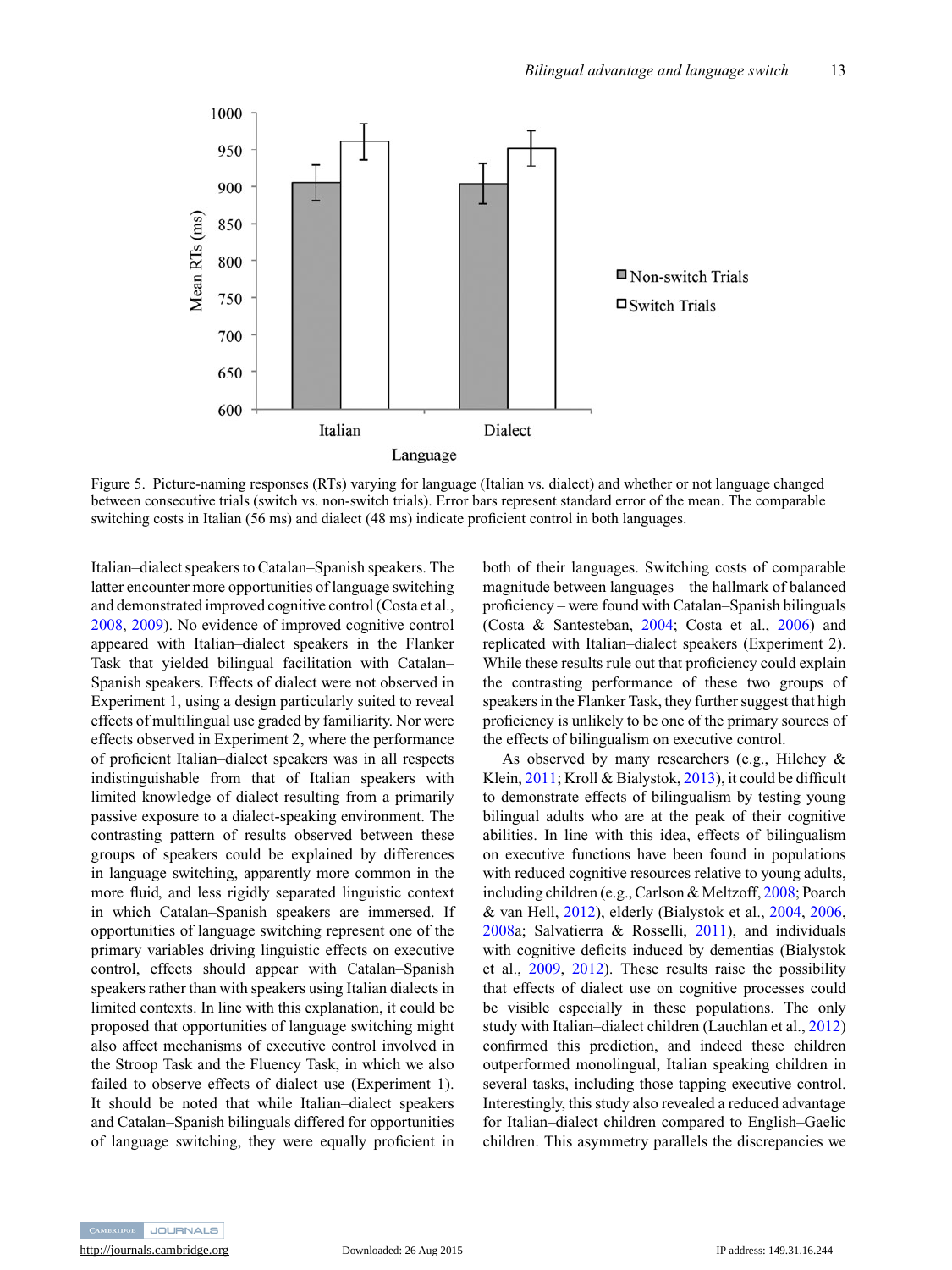Figure 5. Picture-naming responses (RTs) varying for language (Italian vs. dialect) and whether or not language changed between consecutive trials (switch vs. non-switch trials). Error bars represent standard error of the mean. The comparable switching costs in Italian (56 ms) and dialect (48 ms) indicate proficient control in both languages.

Italian–dialect speakers to Catalan–Spanish speakers. The latter encounter more opportunities of language switching and demonstrated improved cognitive control (Costa et al., 2008, 2009). No evidence of improved cognitive control appeared with Italian–dialect speakers in the Flanker Task that yielded bilingual facilitation with Catalan–Spanish speakers. Effects of dialect were not observed in Experiment 1, using a design particularly suited to reveal effects of multilingual use graded by familiarity. Nor were effects observed in Experiment 2, where the performance of proficient Italian–dialect speakers was in all respects indistinguishable from that of Italian speakers with limited knowledge of dialect resulting from a primarily passive exposure to a dialect-speaking environment. The contrasting pattern of results observed between these groups of speakers could be explained by differences in language switching, apparently more common in the more fluid, and less rigidly separated linguistic context in which Catalan–Spanish speakers are immersed. If opportunities of language switching represent one of the primary variables driving linguistic effects on executive control, effects should appear with Catalan–Spanish speakers rather than with speakers using Italian dialects in limited contexts. In line with this explanation, it could be proposed that opportunities of language switching might also affect mechanisms of executive control involved in the Stroop Task and the Fluency Task, in which we also failed to observe effects of dialect use (Experiment 1). It should be noted that while Italian–dialect speakers and Catalan–Spanish bilinguals differed for opportunities of language switching, they were equally proficient in both of their languages. Switching costs of comparable magnitude between languages – the hallmark of balanced proficiency – were found with Catalan–Spanish bilinguals (Costa & Santesteban, 2004; Costa et al., 2006) and replicated with Italian–dialect speakers (Experiment 2). While these results rule out that proficiency could explain the contrasting performance of these two groups of speakers in the Flanker Task, they further suggest that high proficiency is unlikely to be one of the primary sources of the effects of bilingualism on executive control.

As observed by many researchers (e.g., Hilchey & Klein, 2011; Kroll & Bialystok, 2013), it could be difficult to demonstrate effects of bilingualism by testing young bilingual adults who are at the peak of their cognitive abilities. In line with this idea, effects of bilingualism on executive functions have been found in populations with reduced cognitive resources relative to young adults, including children (e.g., Carlson & Meltzoff, 2008; Poarch & van Hell, 2012), elderly (Bialystok et al., 2004, 2006, 2008a; Salvatierra & Rosselli, 2011), and individuals with cognitive deficits induced by dementias (Bialystok et al., 2009, 2012). These results raise the possibility that effects of dialect use on cognitive processes could be visible especially in these populations. The only study with Italian–dialect children (Lauchlan et al., 2012) confirmed this prediction, and indeed these children outperformed monolingual, Italian speaking children in several tasks, including those tapping executive control. Interestingly, this study also revealed a reduced advantage for Italian–dialect children compared to English–Gaelic children. This asymmetry parallels the discrepancies we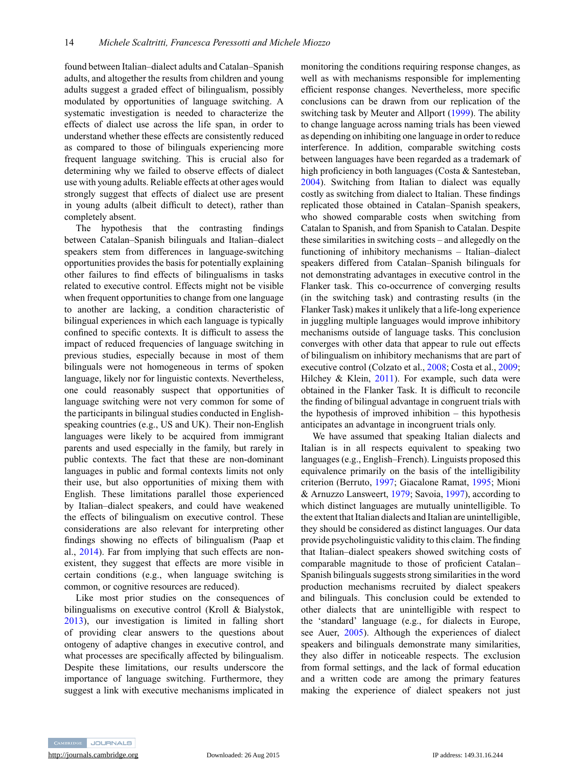found between Italian–dialect adults and Catalan–Spanish adults, and altogether the results from children and young adults suggest a graded effect of bilingualism, possibly modulated by opportunities of language switching. A systematic investigation is needed to characterize the effects of dialect use across the life span, in order to understand whether these effects are consistently reduced as compared to those of bilinguals experiencing more frequent language switching. This is crucial also for determining why we failed to observe effects of dialect use with young adults. Reliable effects at other ages would strongly suggest that effects of dialect use are present in young adults (albeit difficult to detect), rather than completely absent.

The hypothesis that the contrasting findings between Catalan–Spanish bilinguals and Italian–dialect speakers stem from differences in language-switching opportunities provides the basis for potentially explaining other failures to find effects of bilingualisms in tasks related to executive control. Effects might not be visible when frequent opportunities to change from one language to another are lacking, a condition characteristic of bilingual experiences in which each language is typically confined to specific contexts. It is difficult to assess the impact of reduced frequencies of language switching in previous studies, especially because in most of them bilinguals were not homogeneous in terms of spoken language, likely nor for linguistic contexts. Nevertheless, one could reasonably suspect that opportunities of language switching were not very common for some of the participants in bilingual studies conducted in English-speaking countries (e.g., US and UK). Their non-English languages were likely to be acquired from immigrant parents and used especially in the family, but rarely in public contexts. The fact that these are non-dominant languages in public and formal contexts limits not only their use, but also opportunities of mixing them with English. These limitations parallel those experienced by Italian–dialect speakers, and could have weakened the effects of bilingualism on executive control. These considerations are also relevant for interpreting other findings showing no effects of bilingualism (Paap et al., 2014). Far from implying that such effects are non-existent, they suggest that effects are more visible in certain conditions (e.g., when language switching is common, or cognitive resources are reduced).

Like most prior studies on the consequences of bilingualisms on executive control (Kroll & Bialystok, 2013), our investigation is limited in falling short of providing clear answers to the questions about ontogeny of adaptive changes in executive control, and what processes are specifically affected by bilingualism. Despite these limitations, our results underscore the importance of language switching. Furthermore, they suggest a link with executive mechanisms implicated in monitoring the conditions requiring response changes, as well as with mechanisms responsible for implementing efficient response changes. Nevertheless, more specific conclusions can be drawn from our replication of the switching task by Meuter and Allport (1999). The ability to change language across naming trials has been viewed as depending on inhibiting one language in order to reduce interference. In addition, comparable switching costs between languages have been regarded as a trademark of high proficiency in both languages (Costa & Santesteban, 2004). Switching from Italian to dialect was equally costly as switching from dialect to Italian. These findings replicated those obtained in Catalan–Spanish speakers, who showed comparable costs when switching from Catalan to Spanish, and from Spanish to Catalan. Despite these similarities in switching costs – and allegedly on the functioning of inhibitory mechanisms – Italian–dialect speakers differed from Catalan–Spanish bilinguals for not demonstrating advantages in executive control in the Flanker task. This co-occurrence of converging results (in the switching task) and contrasting results (in the Flanker Task) makes it unlikely that a life-long experience in juggling multiple languages would improve inhibitory mechanisms outside of language tasks. This conclusion converges with other data that appear to rule out effects of bilingualism on inhibitory mechanisms that are part of executive control (Colzato et al., 2008; Costa et al., 2009; Hilchey & Klein, 2011). For example, such data were obtained in the Flanker Task. It is difficult to reconcile the finding of bilingual advantage in congruent trials with the hypothesis of improved inhibition – this hypothesis anticipates an advantage in incongruent trials only.

We have assumed that speaking Italian dialects and Italian is in all respects equivalent to speaking two languages (e.g., English–French). Linguists proposed this equivalence primarily on the basis of the intelligibility criterion (Berruto, 1997; Giacalone Ramat, 1995; Mioni & Arnuzzo Lansweert, 1979; Savoia, 1997), according to which distinct languages are mutually unintelligible. To the extent that Italian dialects and Italian are unintelligible, they should be considered as distinct languages. Our data provide psycholinguistic validity to this claim. The finding that Italian–dialect speakers showed switching costs of comparable magnitude to those of proficient Catalan–Spanish bilinguals suggests strong similarities in the word production mechanisms recruited by dialect speakers and bilinguals. This conclusion could be extended to other dialects that are unintelligible with respect to the 'standard' language (e.g., for dialects in Europe, see Auer, 2005). Although the experiences of dialect speakers and bilinguals demonstrate many similarities, they also differ in noticeable respects. The exclusion from formal settings, and the lack of formal education and a written code are among the primary features making the experience of dialect speakers not just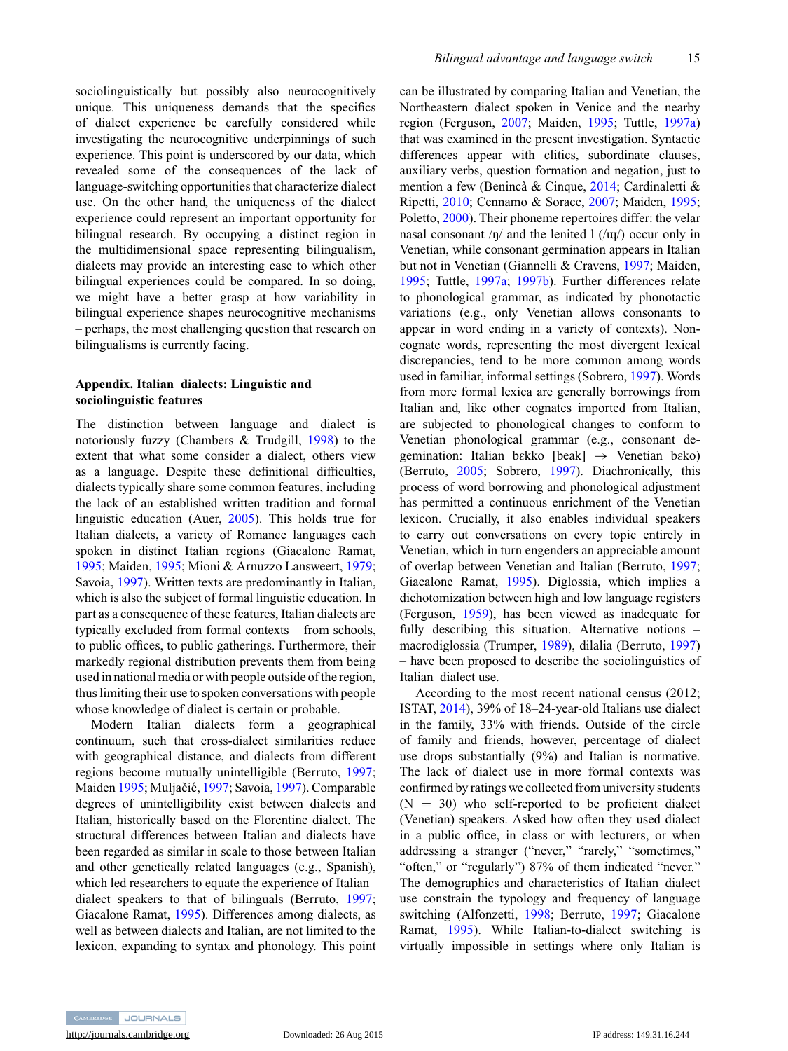sociolinguistically but possibly also neurocognitively unique. This uniqueness demands that the specifics of dialect experience be carefully considered while investigating the neurocognitive underpinnings of such experience. This point is underscored by our data, which revealed some of the consequences of the lack of language-switching opportunities that characterize dialect use. On the other hand, the uniqueness of the dialect experience could represent an important opportunity for bilingual research. By occupying a distinct region in the multidimensional space representing bilingualism, dialects may provide an interesting case to which other bilingual experiences could be compared. In so doing, we might have a better grasp at how variability in bilingual experience shapes neurocognitive mechanisms – perhaps, the most challenging question that research on bilingualisms is currently facing.

## Appendix. Italian dialects: Linguistic and sociolinguistic features

The distinction between language and dialect is notoriously fuzzy (Chambers & Trudgill, 1998) to the extent that what some consider a dialect, others view as a language. Despite these definitional difficulties, dialects typically share some common features, including the lack of an established written tradition and formal linguistic education (Auer, 2005). This holds true for Italian dialects, a variety of Romance languages each spoken in distinct Italian regions (Giacalone Ramat, 1995; Maiden, 1995; Mioni & Arnuzzo Lansweert, 1979; Savoia, 1997). Written texts are predominantly in Italian, which is also the subject of formal linguistic education. In part as a consequence of these features, Italian dialects are typically excluded from formal contexts – from schools, to public offices, to public gatherings. Furthermore, their markedly regional distribution prevents them from being used in national media or with people outside of the region, thus limiting their use to spoken conversations with people whose knowledge of dialect is certain or probable.

Modern Italian dialects form a geographical continuum, such that cross-dialect similarities reduce with geographical distance, and dialects from different regions become mutually unintelligible (Berruto, 1997; Maiden 1995; Muljačić, 1997; Savoia, 1997). Comparable degrees of unintelligibility exist between dialects and Italian, historically based on the Florentine dialect. The structural differences between Italian and dialects have been regarded as similar in scale to those between Italian and other genetically related languages (e.g., Spanish), which led researchers to equate the experience of Italian–dialect speakers to that of bilinguals (Berruto, 1997; Giacalone Ramat, 1995). Differences among dialects, as well as between dialects and Italian, are not limited to the lexicon, expanding to syntax and phonology. This point can be illustrated by comparing Italian and Venetian, the Northeastern dialect spoken in Venice and the nearby region (Ferguson, 2007; Maiden, 1995; Tuttle, 1997a) that was examined in the present investigation. Syntactic differences appear with clitics, subordinate clauses, auxiliary verbs, question formation and negation, just to mention a few (Benincà & Cinque, 2014; Cardinaletti & Ripetti, 2010; Cennamo & Sorace, 2007; Maiden, 1995; Poletto, 2000). Their phoneme repertoires differ: the velar nasal consonant /ŋ/ and the lenited l (/ɰ/) occur only in Venetian, while consonant germination appears in Italian but not in Venetian (Giannelli & Cravens, 1997; Maiden, 1995; Tuttle, 1997a; 1997b). Further differences relate to phonological grammar, as indicated by phonotactic variations (e.g., only Venetian allows consonants to appear in word ending in a variety of contexts). Non-cognate words, representing the most divergent lexical discrepancies, tend to be more common among words used in familiar, informal settings (Sobrero, 1997). Words from more formal lexica are generally borrowings from Italian and, like other cognates imported from Italian, are subjected to phonological changes to conform to Venetian phonological grammar (e.g., consonant de-gemination: Italian bɛkko [beak] → Venetian bɛko) (Berruto, 2005; Sobrero, 1997). Diachronically, this process of word borrowing and phonological adjustment has permitted a continuous enrichment of the Venetian lexicon. Crucially, it also enables individual speakers to carry out conversations on every topic entirely in Venetian, which in turn engenders an appreciable amount of overlap between Venetian and Italian (Berruto, 1997; Giacalone Ramat, 1995). Diglossia, which implies a dichotomization between high and low language registers (Ferguson, 1959), has been viewed as inadequate for fully describing this situation. Alternative notions – macrodiglossia (Trumper, 1989), dilalia (Berruto, 1997) – have been proposed to describe the sociolinguistics of Italian–dialect use.

According to the most recent national census (2012; ISTAT, 2014), 39% of 18–24-year-old Italians use dialect in the family, 33% with friends. Outside of the circle of family and friends, however, percentage of dialect use drops substantially (9%) and Italian is normative. The lack of dialect use in more formal contexts was confirmed by ratings we collected from university students (N = 30) who self-reported to be proficient dialect (Venetian) speakers. Asked how often they used dialect in a public office, in class or with lecturers, or when addressing a stranger ("never," "rarely," "sometimes," "often," or "regularly") 87% of them indicated "never." The demographics and characteristics of Italian–dialect use constrain the typology and frequency of language switching (Alfonzetti, 1998; Berruto, 1997; Giacalone Ramat, 1995). While Italian-to-dialect switching is virtually impossible in settings where only Italian is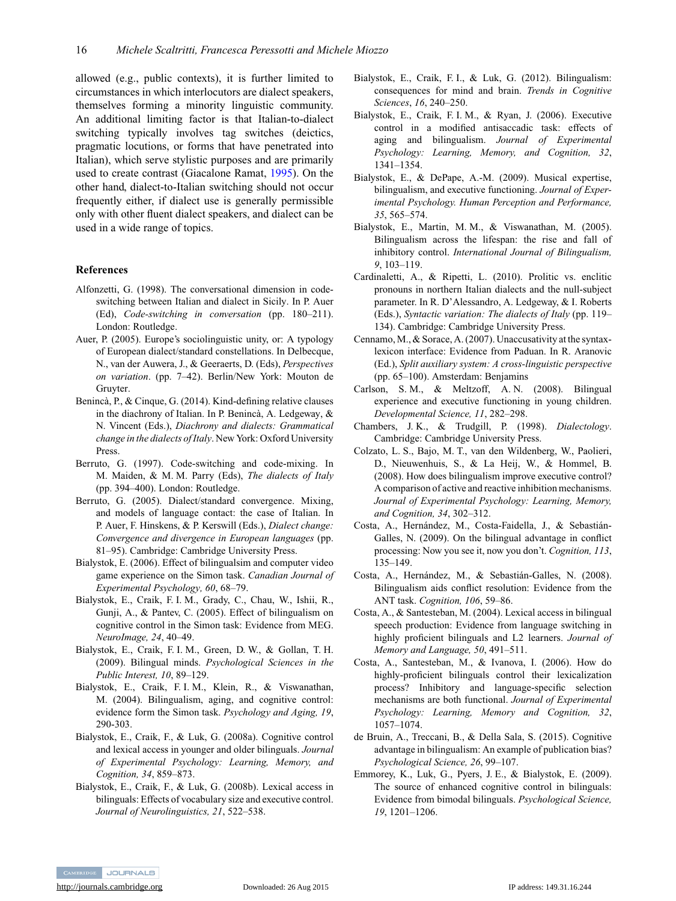allowed (e.g., public contexts), it is further limited to circumstances in which interlocutors are dialect speakers, themselves forming a minority linguistic community. An additional limiting factor is that Italian-to-dialect switching typically involves tag switches (deictics, pragmatic locutions, or forms that have penetrated into Italian), which serve stylistic purposes and are primarily used to create contrast (Giacalone Ramat, 1995). On the other hand, dialect-to-Italian switching should not occur frequently either, if dialect use is generally permissible only with other fluent dialect speakers, and dialect can be used in a wide range of topics.

## References

Alfonzetti, G. (1998). The conversational dimension in code-switching between Italian and dialect in Sicily. In P. Auer (Ed), *Code-switching in conversation* (pp. 180–211). London: Routledge.

Auer, P. (2005). Europe's sociolinguistic unity, or: A typology of European dialect/standard constellations. In Delbecque, N., van der Auwera, J., & Geeraerts, D. (Eds), *Perspectives on variation*. (pp. 7–42). Berlin/New York: Mouton de Gruyter.

Benincà, P., & Cinque, G. (2014). Kind-defining relative clauses in the diachrony of Italian. In P. Benincà, A. Ledgeway, & N. Vincent (Eds.), *Diachrony and dialects: Grammatical change in the dialects of Italy*. New York: Oxford University Press.

Berruto, G. (1997). Code-switching and code-mixing. In M. Maiden, & M. M. Parry (Eds), *The dialects of Italy* (pp. 394–400). London: Routledge.

Berruto, G. (2005). Dialect/standard convergence. Mixing, and models of language contact: the case of Italian. In P. Auer, F. Hinskens, & P. Kerswill (Eds.), *Dialect change: Convergence and divergence in European languages* (pp. 81–95). Cambridge: Cambridge University Press.

Bialystok, E. (2006). Effect of bilingualsim and computer video game experience on the Simon task. *Canadian Journal of Experimental Psychology, 60*, 68–79.

Bialystok, E., Craik, F. I. M., Grady, C., Chau, W., Ishii, R., Gunji, A., & Pantev, C. (2005). Effect of bilingualism on cognitive control in the Simon task: Evidence from MEG. *NeuroImage, 24*, 40–49.

Bialystok, E., Craik, F. I. M., Green, D. W., & Gollan, T. H. (2009). Bilingual minds. *Psychological Sciences in the Public Interest, 10*, 89–129.

Bialystok, E., Craik, F. I. M., Klein, R., & Viswanathan, M. (2004). Bilingualism, aging, and cognitive control: evidence form the Simon task. *Psychology and Aging, 19*, 290-303.

Bialystok, E., Craik, F., & Luk, G. (2008a). Cognitive control and lexical access in younger and older bilinguals. *Journal of Experimental Psychology: Learning, Memory, and Cognition, 34*, 859–873.

Bialystok, E., Craik, F., & Luk, G. (2008b). Lexical access in bilinguals: Effects of vocabulary size and executive control. *Journal of Neurolinguistics, 21*, 522–538.

Bialystok, E., Craik, F. I., & Luk, G. (2012). Bilingualism: consequences for mind and brain. *Trends in Cognitive Sciences*, *16*, 240–250.

Bialystok, E., Craik, F. I. M., & Ryan, J. (2006). Executive control in a modified antisaccadic task: effects of aging and bilingualism. *Journal of Experimental Psychology: Learning, Memory, and Cognition, 32*, 1341–1354.

Bialystok, E., & DePape, A.-M. (2009). Musical expertise, bilingualism, and executive functioning. *Journal of Experimental Psychology. Human Perception and Performance, 35*, 565–574.

Bialystok, E., Martin, M. M., & Viswanathan, M. (2005). Bilingualism across the lifespan: the rise and fall of inhibitory control. *International Journal of Bilingualism, 9*, 103–119.

Cardinaletti, A., & Ripetti, L. (2010). Prolitic vs. enclitic pronouns in northern Italian dialects and the null-subject parameter. In R. D'Alessandro, A. Ledgeway, & I. Roberts (Eds.), *Syntactic variation: The dialects of Italy* (pp. 119–134). Cambridge: Cambridge University Press.

Cennamo, M., & Sorace, A. (2007). Unaccusativity at the syntax-lexicon interface: Evidence from Paduan. In R. Aranovic (Ed.), *Split auxiliary system: A cross-linguistic perspective* (pp. 65–100). Amsterdam: Benjamins

Carlson, S. M., & Meltzoff, A. N. (2008). Bilingual experience and executive functioning in young children. *Developmental Science, 11*, 282–298.

Chambers, J. K., & Trudgill, P. (1998). *Dialectology*. Cambridge: Cambridge University Press.

Colzato, L. S., Bajo, M. T., van den Wildenberg, W., Paolieri, D., Nieuwenhuis, S., & La Heij, W., & Hommel, B. (2008). How does bilingualism improve executive control? A comparison of active and reactive inhibition mechanisms. *Journal of Experimental Psychology: Learning, Memory, and Cognition, 34*, 302–312.

Costa, A., Hernández, M., Costa-Faidella, J., & Sebastián-Galles, N. (2009). On the bilingual advantage in conflict processing: Now you see it, now you don't. *Cognition, 113*, 135–149.

Costa, A., Hernández, M., & Sebastián-Galles, N. (2008). Bilingualism aids conflict resolution: Evidence from the ANT task. *Cognition, 106*, 59–86.

Costa, A., & Santesteban, M. (2004). Lexical access in bilingual speech production: Evidence from language switching in highly proficient bilinguals and L2 learners. *Journal of Memory and Language, 50*, 491–511.

Costa, A., Santesteban, M., & Ivanova, I. (2006). How do highly-proficient bilinguals control their lexicalization process? Inhibitory and language-specific selection mechanisms are both functional. *Journal of Experimental Psychology: Learning, Memory and Cognition, 32*, 1057–1074.

de Bruin, A., Treccani, B., & Della Sala, S. (2015). Cognitive advantage in bilingualism: An example of publication bias? *Psychological Science, 26*, 99–107.

Emmorey, K., Luk, G., Pyers, J. E., & Bialystok, E. (2009). The source of enhanced cognitive control in bilinguals: Evidence from bimodal bilinguals. *Psychological Science, 19*, 1201–1206.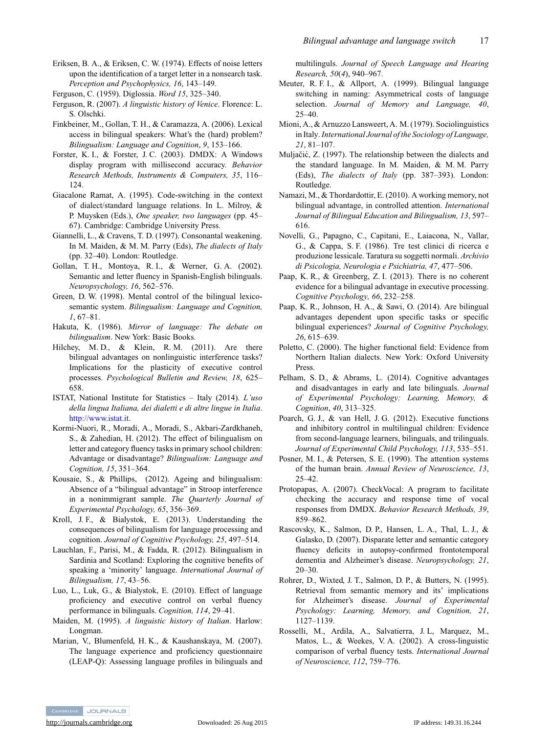Eriksen, B. A., & Eriksen, C. W. (1974). Effects of noise letters upon the identification of a target letter in a nonsearch task. *Perception and Psychophysics, 16*, 143–149.

Ferguson, C. (1959). Diglossia. *Word 15*, 325–340.

Ferguson, R. (2007). *A linguistic history of Venice*. Florence: L. S. Olschki.

Finkbeiner, M., Gollan, T. H., & Caramazza, A. (2006). Lexical access in bilingual speakers: What's the (hard) problem? *Bilingualism: Language and Cognition*, *9*, 153–166.

Forster, K. I., & Forster, J. C. (2003). DMDX: A Windows display program with millisecond accuracy. *Behavior Research Methods, Instruments & Computers, 35*, 116–124.

Giacalone Ramat, A. (1995). Code-switching in the context of dialect/standard language relations. In L. Milroy, & P. Muysken (Eds.), *One speaker, two languages* (pp. 45–67). Cambridge: Cambridge University Press.

Giannelli, L., & Cravens, T. D. (1997). Consonantal weakening. In M. Maiden, & M. M. Parry (Eds), *The dialects of Italy* (pp. 32–40). London: Routledge.

Gollan, T. H., Montoya, R. I., & Werner, G. A. (2002). Semantic and letter fluency in Spanish-English bilinguals. *Neuropsychology, 16*, 562–576.

Green, D. W. (1998). Mental control of the bilingual lexico-semantic system. *Bilingualism: Language and Cognition, 1*, 67–81.

Hakuta, K. (1986). *Mirror of language: The debate on bilingualism*. New York: Basic Books.

Hilchey, M. D., & Klein, R. M. (2011). Are there bilingual advantages on nonlinguistic interference tasks? Implications for the plasticity of executive control processes. *Psychological Bulletin and Review, 18*, 625–658.

ISTAT, National Institute for Statistics – Italy (2014). *L'uso della lingua Italiana, dei dialetti e di altre lingue in Italia*. http://www.istat.it.

Kormi-Nuori, R., Moradi, A., Moradi, S., Akbari-Zardkhaneh, S., & Zahedian, H. (2012). The effect of bilingualism on letter and category fluency tasks in primary school children: Advantage or disadvantage? *Bilingualism: Language and Cognition, 15*, 351–364.

Kousaie, S., & Phillips, (2012). Ageing and bilingualism: Absence of a "bilingual advantage" in Stroop interference in a nonimmigrant sample. *The Quarterly Journal of Experimental Psychology, 65*, 356–369.

Kroll, J. F., & Bialystok, E. (2013). Understanding the consequences of bilingualism for language processing and cognition. *Journal of Cognitive Psychology, 25*, 497–514.

Lauchlan, F., Parisi, M., & Fadda, R. (2012). Bilingualism in Sardinia and Scotland: Exploring the cognitive benefits of speaking a 'minority' language. *International Journal of Bilingualism, 17*, 43–56.

Luo, L., Luk, G., & Bialystok, E. (2010). Effect of language proficiency and executive control on verbal fluency performance in bilinguals. *Cognition, 114*, 29–41.

Maiden, M. (1995). *A linguistic history of Italian*. Harlow: Longman.

Marian, V., Blumenfeld, H. K., & Kaushanskaya, M. (2007). The language experience and proficiency questionnaire (LEAP-Q): Assessing language profiles in bilinguals and multilinguls. *Journal of Speech Language and Hearing Research, 50*(*4*), 940–967.

Meuter, R. F. I., & Allport, A. (1999). Bilingual language switching in naming: Asymmetrical costs of language selection. *Journal of Memory and Language, 40*, 25–40.

Mioni, A., & Arnuzzo Lansweert, A. M. (1979). Sociolinguistics in Italy. *International Journal of the Sociology of Language, 21*, 81–107.

Muljačić, Z. (1997). The relationship between the dialects and the standard language. In M. Maiden, & M. M. Parry (Eds), *The dialects of Italy* (pp. 387–393). London: Routledge.

Namazi, M., & Thordardottir, E. (2010). A working memory, not bilingual advantage, in controlled attention. *International Journal of Bilingual Education and Bilingualism, 13*, 597–616.

Novelli, G., Papagno, C., Capitani, E., Laiacona, N., Vallar, G., & Cappa, S. F. (1986). Tre test clinici di ricerca e produzione lessicale. Taratura su soggetti normali. *Archivio di Psicologia, Neurologia e Psichiatria, 47*, 477–506.

Paap, K. R., & Greenberg, Z. I. (2013). There is no coherent evidence for a bilingual advantage in executive processing. *Cognitive Psychology, 66*, 232–258.

Paap, K. R., Johnson, H. A., & Sawi, O. (2014). Are bilingual advantages dependent upon specific tasks or specific bilingual experiences? *Journal of Cognitive Psychology, 26*, 615–639.

Poletto, C. (2000). The higher functional field: Evidence from Northern Italian dialects. New York: Oxford University Press.

Pelham, S. D., & Abrams, L. (2014). Cognitive advantages and disadvantages in early and late bilinguals. *Journal of Experimental Psychology: Learning, Memory, & Cognition*, *40*, 313–325.

Poarch, G. J., & van Hell, J. G. (2012). Executive functions and inhibitory control in multilingual children: Evidence from second-language learners, bilinguals, and trilinguals. *Journal of Experimental Child Psychology, 113*, 535–551.

Posner, M. I., & Petersen, S. E. (1990). The attention systems of the human brain. *Annual Review of Neuroscience, 13*, 25–42.

Protopapas, A. (2007). CheckVocal: A program to facilitate checking the accuracy and response time of vocal responses from DMDX. *Behavior Research Methods, 39*, 859–862.

Rascovsky, K., Salmon, D. P., Hansen, L. A., Thal, L. J., & Galasko, D. (2007). Disparate letter and semantic category fluency deficits in autopsy-confirmed frontotemporal dementia and Alzheimer's disease. *Neuropsychology, 21*, 20–30.

Rohrer, D., Wixted, J. T., Salmon, D. P., & Butters, N. (1995). Retrieval from semantic memory and its' implications for Alzheimer's disease. *Journal of Experimental Psychology: Learning, Memory, and Cognition, 21*, 1127–1139.

Rosselli, M., Ardila, A., Salvatierra, J. L, Marquez, M., Matos, L., & Weekes, V. A. (2002). A cross-linguistic comparison of verbal fluency tests. *International Journal of Neuroscience, 112*, 759–776.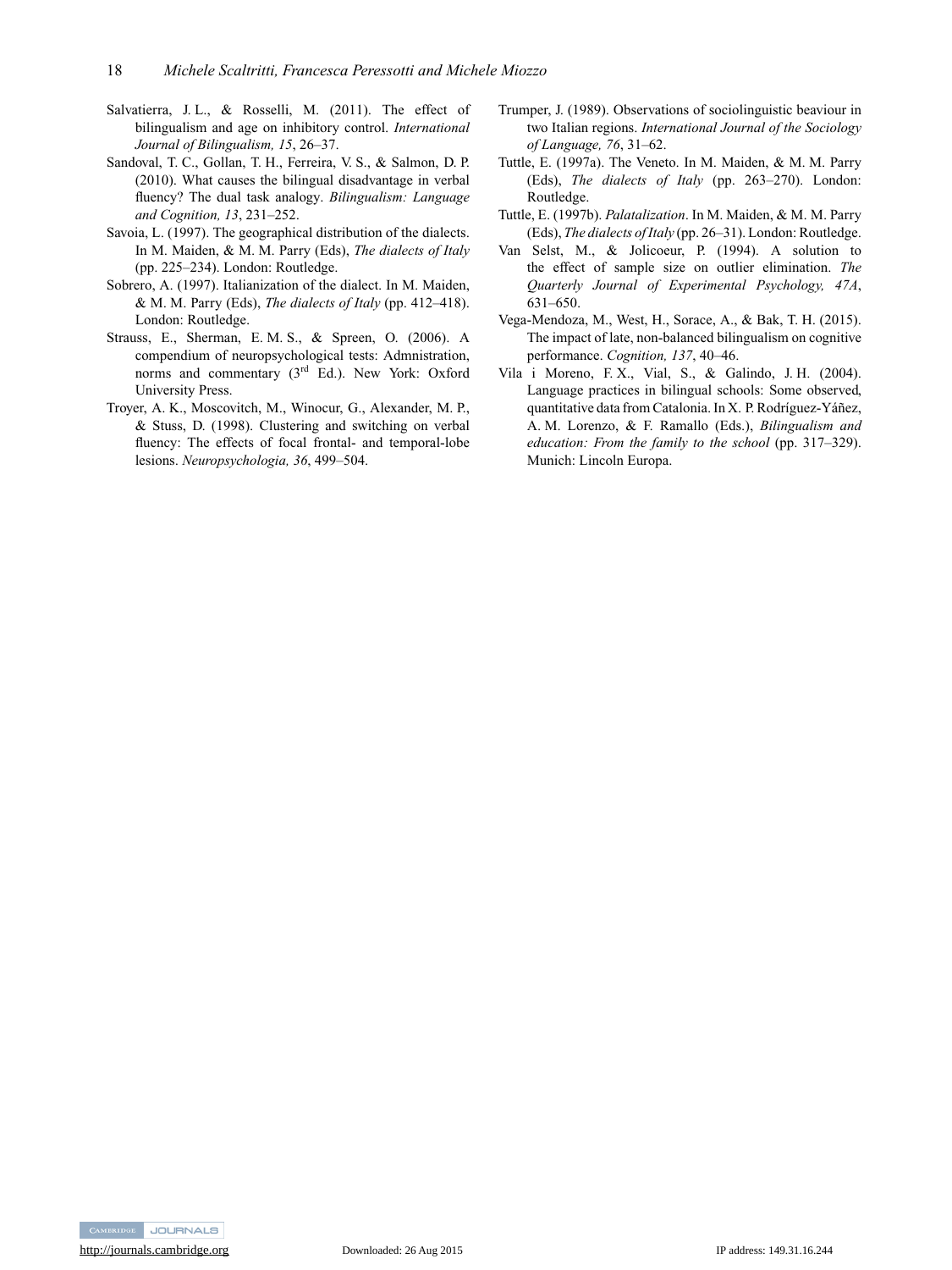Salvatierra, J. L., & Rosselli, M. (2011). The effect of bilingualism and age on inhibitory control. *International Journal of Bilingualism, 15*, 26–37.

Sandoval, T. C., Gollan, T. H., Ferreira, V. S., & Salmon, D. P. (2010). What causes the bilingual disadvantage in verbal fluency? The dual task analogy. *Bilingualism: Language and Cognition, 13*, 231–252.

Savoia, L. (1997). The geographical distribution of the dialects. In M. Maiden, & M. M. Parry (Eds), *The dialects of Italy* (pp. 225–234). London: Routledge.

Sobrero, A. (1997). Italianization of the dialect. In M. Maiden, & M. M. Parry (Eds), *The dialects of Italy* (pp. 412–418). London: Routledge.

Strauss, E., Sherman, E. M. S., & Spreen, O. (2006). A compendium of neuropsychological tests: Admnistration, norms and commentary (3rd Ed.). New York: Oxford University Press.

Troyer, A. K., Moscovitch, M., Winocur, G., Alexander, M. P., & Stuss, D. (1998). Clustering and switching on verbal fluency: The effects of focal frontal- and temporal-lobe lesions. *Neuropsychologia, 36*, 499–504.

Trumper, J. (1989). Observations of sociolinguistic beaviour in two Italian regions. *International Journal of the Sociology of Language, 76*, 31–62.

Tuttle, E. (1997a). The Veneto. In M. Maiden, & M. M. Parry (Eds), *The dialects of Italy* (pp. 263–270). London: Routledge.

Tuttle, E. (1997b). *Palatalization*. In M. Maiden, & M. M. Parry (Eds), *The dialects of Italy* (pp. 26–31). London: Routledge.

Van Selst, M., & Jolicoeur, P. (1994). A solution to the effect of sample size on outlier elimination. *The Quarterly Journal of Experimental Psychology, 47A*, 631–650.

Vega-Mendoza, M., West, H., Sorace, A., & Bak, T. H. (2015). The impact of late, non-balanced bilingualism on cognitive performance. *Cognition, 137*, 40–46.

Vila i Moreno, F. X., Vial, S., & Galindo, J. H. (2004). Language practices in bilingual schools: Some observed, quantitative data from Catalonia. In X. P. Rodríguez-Yáñez, A. M. Lorenzo, & F. Ramallo (Eds.), *Bilingualism and education: From the family to the school* (pp. 317–329). Munich: Lincoln Europa.